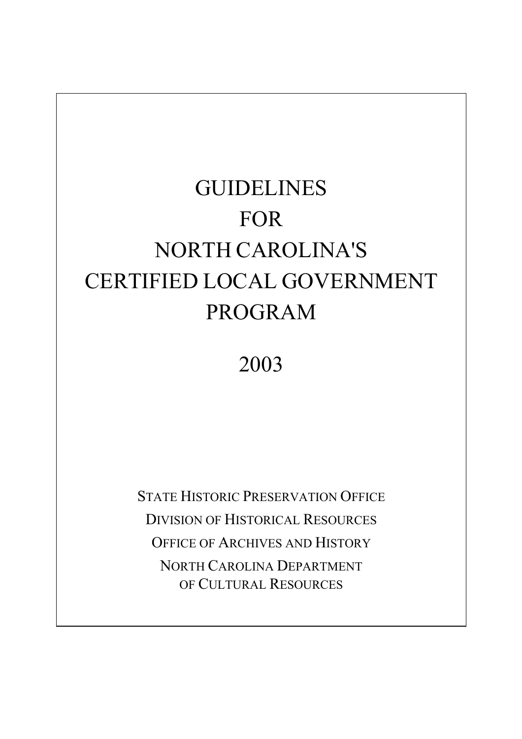# GUIDELINES FOR NORTH CAROLINA'S CERTIFIED LOCAL GOVERNMENT PROGRAM

2003

STATE HISTORIC PRESERVATION OFFICE

DIVISION OF HISTORICAL RESOURCES

OFFICE OF ARCHIVES AND HISTORY

NORTH CAROLINA DEPARTMENT OF CULTURAL RESOURCES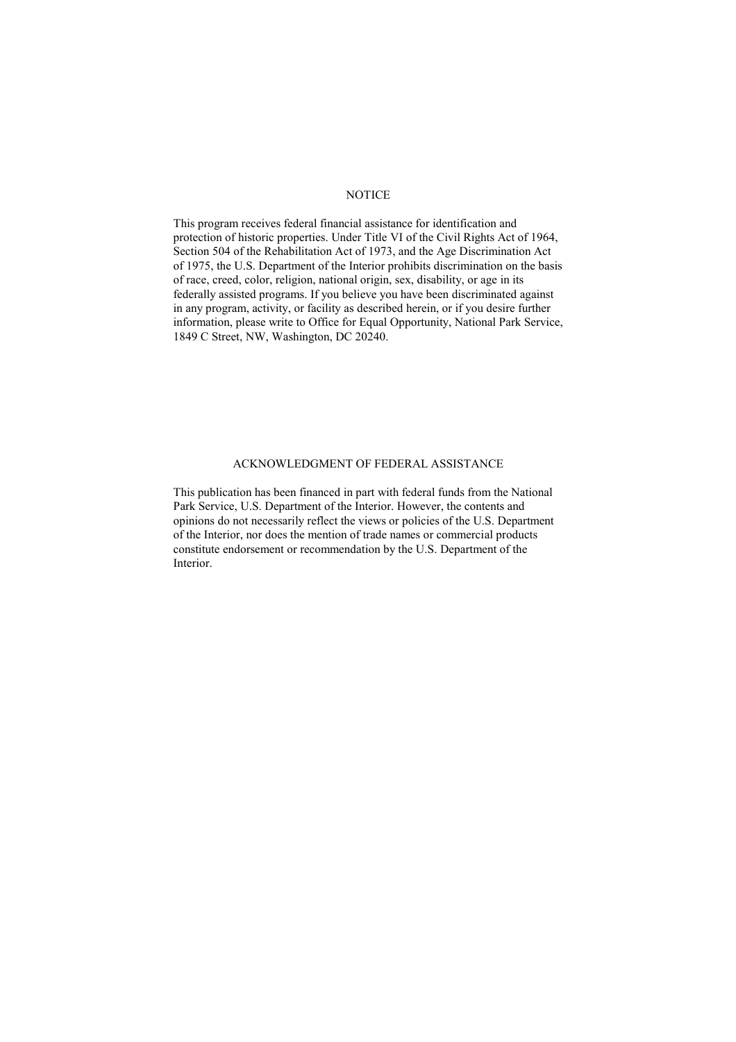## NOTICE

This program receives federal financial assistance for identification and protection of historic properties. Under Title VI of the Civil Rights Act of 1964, Section 504 of the Rehabilitation Act of 1973, and the Age Discrimination Act of 1975, the U.S. Department of the Interior prohibits discrimination on the basis of race, creed, color, religion, national origin, sex, disability, or age in its federally assisted programs. If you believe you have been discriminated against in any program, activity, or facility as described herein, or if you desire further information, please write to Office for Equal Opportunity, National Park Service, 1849 C Street, NW, Washington, DC 20240.

## ACKNOWLEDGMENT OF FEDERAL ASSISTANCE

This publication has been financed in part with federal funds from the National Park Service, U.S. Department of the Interior. However, the contents and opinions do not necessarily reflect the views or policies of the U.S. Department of the Interior, nor does the mention of trade names or commercial products constitute endorsement or recommendation by the U.S. Department of the Interior.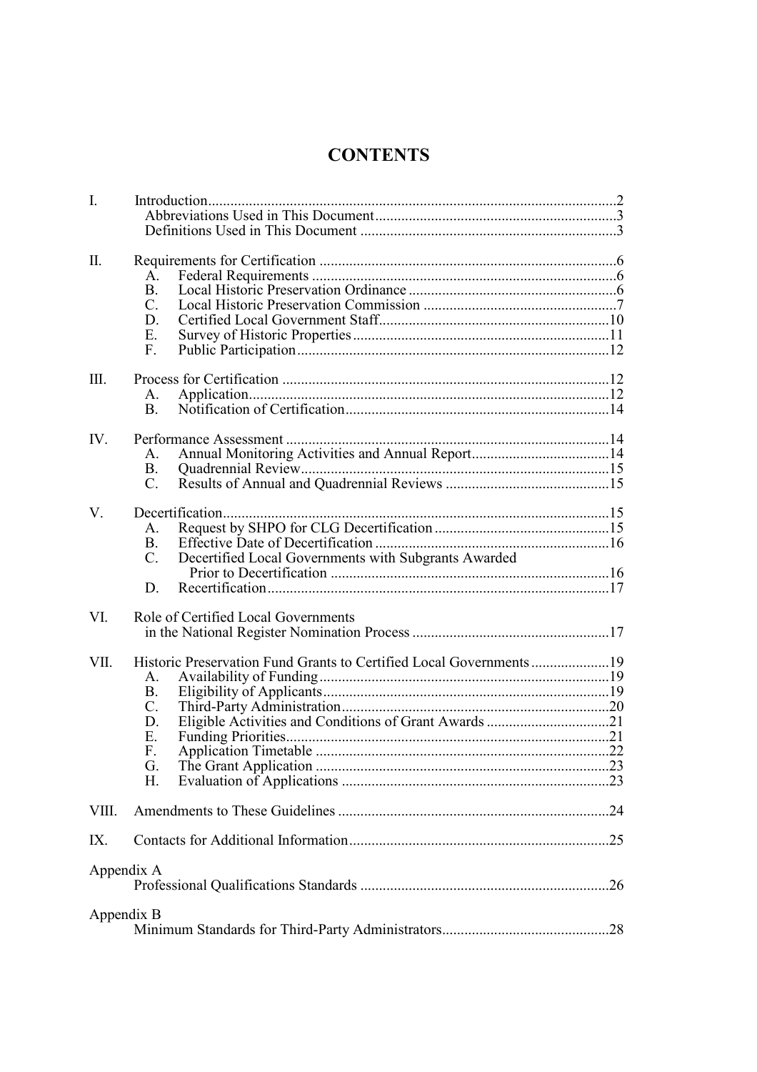# CONTENTS

I. Introduction .......... 2
- Abbreviations Used in This Document .......... 3
- Definitions Used in This Document .......... 3

II. Requirements for Certification .......... 6
- A. Federal Requirements .......... 6
- B. Local Historic Preservation Ordinance .......... 6
- C. Local Historic Preservation Commission .......... 7
- D. Certified Local Government Staff .......... 10
- E. Survey of Historic Properties .......... 11
- F. Public Participation .......... 12

III. Process for Certification .......... 12
- A. Application .......... 12
- B. Notification of Certification .......... 14

IV. Performance Assessment .......... 14
- A. Annual Monitoring Activities and Annual Report .......... 14
- B. Quadrennial Review .......... 15
- C. Results of Annual and Quadrennial Reviews .......... 15

V. Decertification .......... 15
- A. Request by SHPO for CLG Decertification .......... 15
- B. Effective Date of Decertification .......... 16
- C. Decertified Local Governments with Subgrants Awarded Prior to Decertification .......... 16
- D. Recertification .......... 17

VI. Role of Certified Local Governments in the National Register Nomination Process .......... 17

VII. Historic Preservation Fund Grants to Certified Local Governments .......... 19
- A. Availability of Funding .......... 19
- B. Eligibility of Applicants .......... 19
- C. Third-Party Administration .......... 20
- D. Eligible Activities and Conditions of Grant Awards .......... 21
- E. Funding Priorities .......... 21
- F. Application Timetable .......... 22
- G. The Grant Application .......... 23
- H. Evaluation of Applications .......... 23

VIII. Amendments to These Guidelines .......... 24

IX. Contacts for Additional Information .......... 25

Appendix A
- Professional Qualifications Standards .......... 26

Appendix B
- Minimum Standards for Third-Party Administrators .......... 28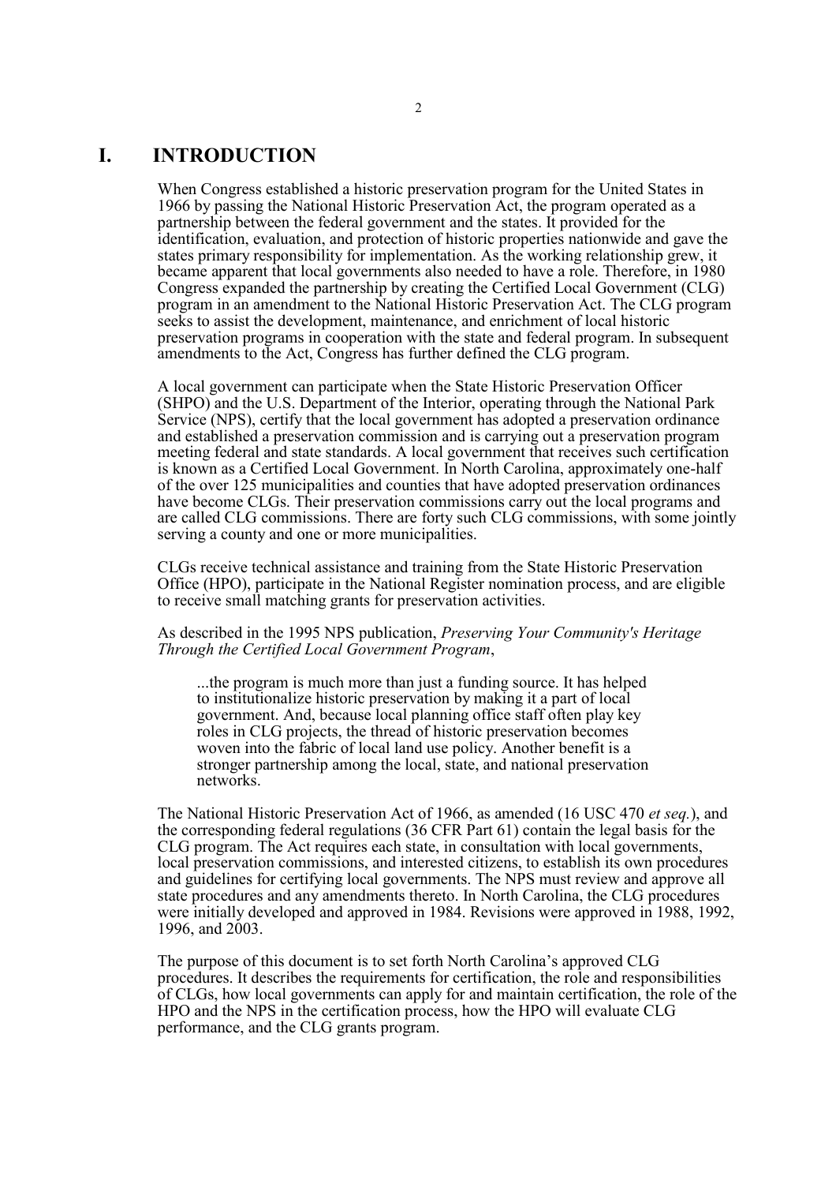# I. INTRODUCTION

When Congress established a historic preservation program for the United States in 1966 by passing the National Historic Preservation Act, the program operated as a partnership between the federal government and the states. It provided for the identification, evaluation, and protection of historic properties nationwide and gave the states primary responsibility for implementation. As the working relationship grew, it became apparent that local governments also needed to have a role. Therefore, in 1980 Congress expanded the partnership by creating the Certified Local Government (CLG) program in an amendment to the National Historic Preservation Act. The CLG program seeks to assist the development, maintenance, and enrichment of local historic preservation programs in cooperation with the state and federal program. In subsequent amendments to the Act, Congress has further defined the CLG program.

A local government can participate when the State Historic Preservation Officer (SHPO) and the U.S. Department of the Interior, operating through the National Park Service (NPS), certify that the local government has adopted a preservation ordinance and established a preservation commission and is carrying out a preservation program meeting federal and state standards. A local government that receives such certification is known as a Certified Local Government. In North Carolina, approximately one-half of the over 125 municipalities and counties that have adopted preservation ordinances have become CLGs. Their preservation commissions carry out the local programs and are called CLG commissions. There are forty such CLG commissions, with some jointly serving a county and one or more municipalities.

CLGs receive technical assistance and training from the State Historic Preservation Office (HPO), participate in the National Register nomination process, and are eligible to receive small matching grants for preservation activities.

As described in the 1995 NPS publication, *Preserving Your Community's Heritage Through the Certified Local Government Program*,

> ...the program is much more than just a funding source. It has helped to institutionalize historic preservation by making it a part of local government. And, because local planning office staff often play key roles in CLG projects, the thread of historic preservation becomes woven into the fabric of local land use policy. Another benefit is a stronger partnership among the local, state, and national preservation networks.

The National Historic Preservation Act of 1966, as amended (16 USC 470 *et seq.*), and the corresponding federal regulations (36 CFR Part 61) contain the legal basis for the CLG program. The Act requires each state, in consultation with local governments, local preservation commissions, and interested citizens, to establish its own procedures and guidelines for certifying local governments. The NPS must review and approve all state procedures and any amendments thereto. In North Carolina, the CLG procedures were initially developed and approved in 1984. Revisions were approved in 1988, 1992, 1996, and 2003.

The purpose of this document is to set forth North Carolina's approved CLG procedures. It describes the requirements for certification, the role and responsibilities of CLGs, how local governments can apply for and maintain certification, the role of the HPO and the NPS in the certification process, how the HPO will evaluate CLG performance, and the CLG grants program.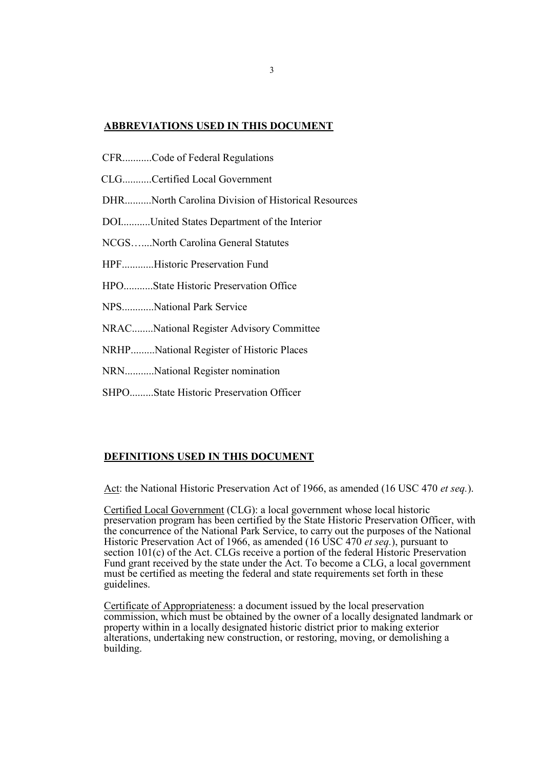## ABBREVIATIONS USED IN THIS DOCUMENT

CFR...........Code of Federal Regulations

CLG...........Certified Local Government

DHR..........North Carolina Division of Historical Resources

DOI...........United States Department of the Interior

NCGS…....North Carolina General Statutes

HPF............Historic Preservation Fund

HPO...........State Historic Preservation Office

NPS............National Park Service

NRAC........National Register Advisory Committee

NRHP.........National Register of Historic Places

NRN...........National Register nomination

SHPO.........State Historic Preservation Officer

## DEFINITIONS USED IN THIS DOCUMENT

Act: the National Historic Preservation Act of 1966, as amended (16 USC 470 *et seq.*).

Certified Local Government (CLG): a local government whose local historic preservation program has been certified by the State Historic Preservation Officer, with the concurrence of the National Park Service, to carry out the purposes of the National Historic Preservation Act of 1966, as amended (16 USC 470 *et seq.*), pursuant to section 101(c) of the Act. CLGs receive a portion of the federal Historic Preservation Fund grant received by the state under the Act. To become a CLG, a local government must be certified as meeting the federal and state requirements set forth in these guidelines.

Certificate of Appropriateness: a document issued by the local preservation commission, which must be obtained by the owner of a locally designated landmark or property within in a locally designated historic district prior to making exterior alterations, undertaking new construction, or restoring, moving, or demolishing a building.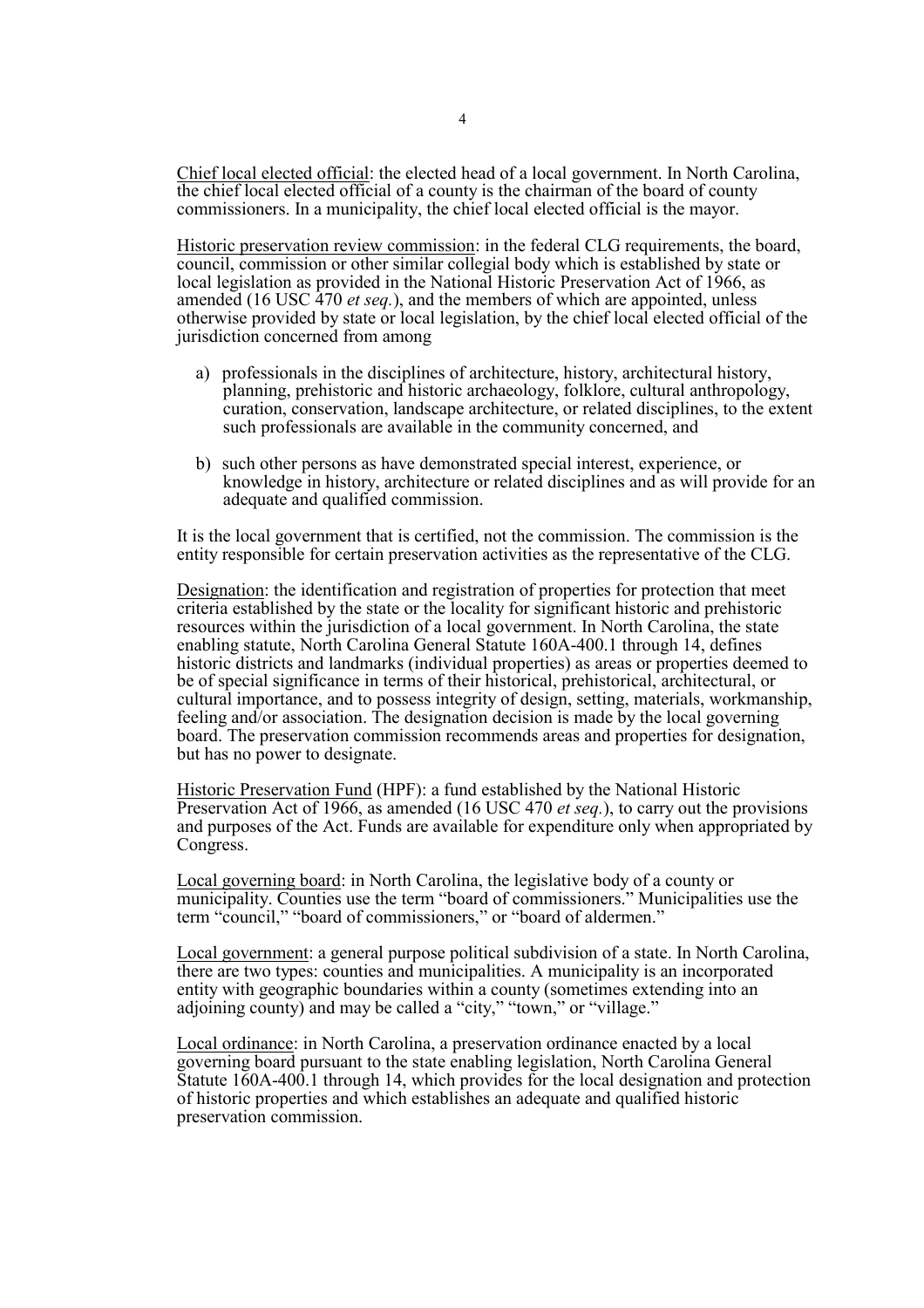Chief local elected official: the elected head of a local government. In North Carolina, the chief local elected official of a county is the chairman of the board of county commissioners. In a municipality, the chief local elected official is the mayor.

Historic preservation review commission: in the federal CLG requirements, the board, council, commission or other similar collegial body which is established by state or local legislation as provided in the National Historic Preservation Act of 1966, as amended (16 USC 470 *et seq.*), and the members of which are appointed, unless otherwise provided by state or local legislation, by the chief local elected official of the jurisdiction concerned from among

a) professionals in the disciplines of architecture, history, architectural history, planning, prehistoric and historic archaeology, folklore, cultural anthropology, curation, conservation, landscape architecture, or related disciplines, to the extent such professionals are available in the community concerned, and

b) such other persons as have demonstrated special interest, experience, or knowledge in history, architecture or related disciplines and as will provide for an adequate and qualified commission.

It is the local government that is certified, not the commission. The commission is the entity responsible for certain preservation activities as the representative of the CLG.

Designation: the identification and registration of properties for protection that meet criteria established by the state or the locality for significant historic and prehistoric resources within the jurisdiction of a local government. In North Carolina, the state enabling statute, North Carolina General Statute 160A-400.1 through 14, defines historic districts and landmarks (individual properties) as areas or properties deemed to be of special significance in terms of their historical, prehistorical, architectural, or cultural importance, and to possess integrity of design, setting, materials, workmanship, feeling and/or association. The designation decision is made by the local governing board. The preservation commission recommends areas and properties for designation, but has no power to designate.

Historic Preservation Fund (HPF): a fund established by the National Historic Preservation Act of 1966, as amended (16 USC 470 *et seq.*), to carry out the provisions and purposes of the Act. Funds are available for expenditure only when appropriated by Congress.

Local governing board: in North Carolina, the legislative body of a county or municipality. Counties use the term "board of commissioners." Municipalities use the term "council," "board of commissioners," or "board of aldermen."

Local government: a general purpose political subdivision of a state. In North Carolina, there are two types: counties and municipalities. A municipality is an incorporated entity with geographic boundaries within a county (sometimes extending into an adjoining county) and may be called a "city," "town," or "village."

Local ordinance: in North Carolina, a preservation ordinance enacted by a local governing board pursuant to the state enabling legislation, North Carolina General Statute 160A-400.1 through 14, which provides for the local designation and protection of historic properties and which establishes an adequate and qualified historic preservation commission.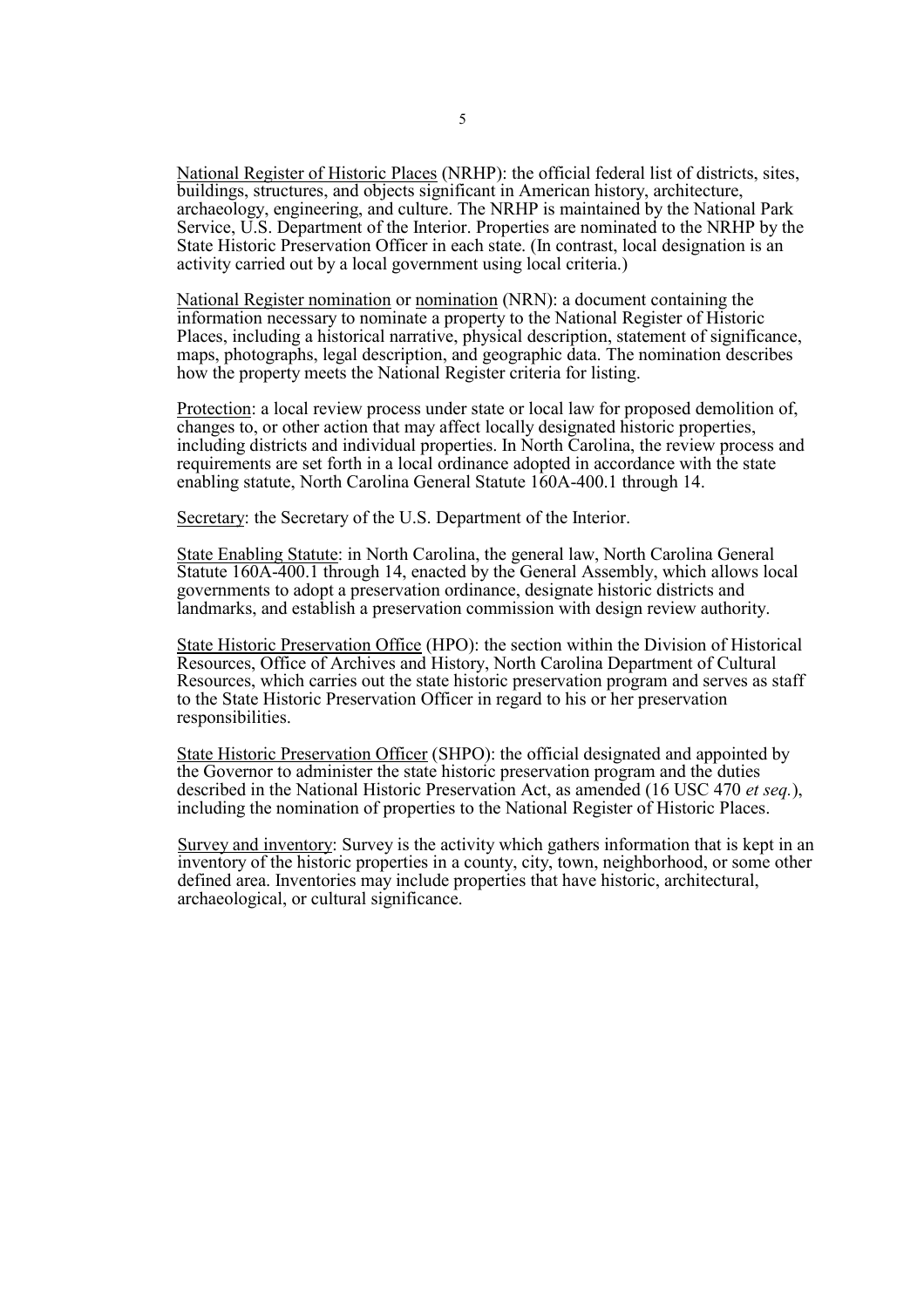National Register of Historic Places (NRHP): the official federal list of districts, sites, buildings, structures, and objects significant in American history, architecture, archaeology, engineering, and culture. The NRHP is maintained by the National Park Service, U.S. Department of the Interior. Properties are nominated to the NRHP by the State Historic Preservation Officer in each state. (In contrast, local designation is an activity carried out by a local government using local criteria.)

National Register nomination or nomination (NRN): a document containing the information necessary to nominate a property to the National Register of Historic Places, including a historical narrative, physical description, statement of significance, maps, photographs, legal description, and geographic data. The nomination describes how the property meets the National Register criteria for listing.

Protection: a local review process under state or local law for proposed demolition of, changes to, or other action that may affect locally designated historic properties, including districts and individual properties. In North Carolina, the review process and requirements are set forth in a local ordinance adopted in accordance with the state enabling statute, North Carolina General Statute 160A-400.1 through 14.

Secretary: the Secretary of the U.S. Department of the Interior.

State Enabling Statute: in North Carolina, the general law, North Carolina General Statute 160A-400.1 through 14, enacted by the General Assembly, which allows local governments to adopt a preservation ordinance, designate historic districts and landmarks, and establish a preservation commission with design review authority.

State Historic Preservation Office (HPO): the section within the Division of Historical Resources, Office of Archives and History, North Carolina Department of Cultural Resources, which carries out the state historic preservation program and serves as staff to the State Historic Preservation Officer in regard to his or her preservation responsibilities.

State Historic Preservation Officer (SHPO): the official designated and appointed by the Governor to administer the state historic preservation program and the duties described in the National Historic Preservation Act, as amended (16 USC 470 *et seq.*), including the nomination of properties to the National Register of Historic Places.

Survey and inventory: Survey is the activity which gathers information that is kept in an inventory of the historic properties in a county, city, town, neighborhood, or some other defined area. Inventories may include properties that have historic, architectural, archaeological, or cultural significance.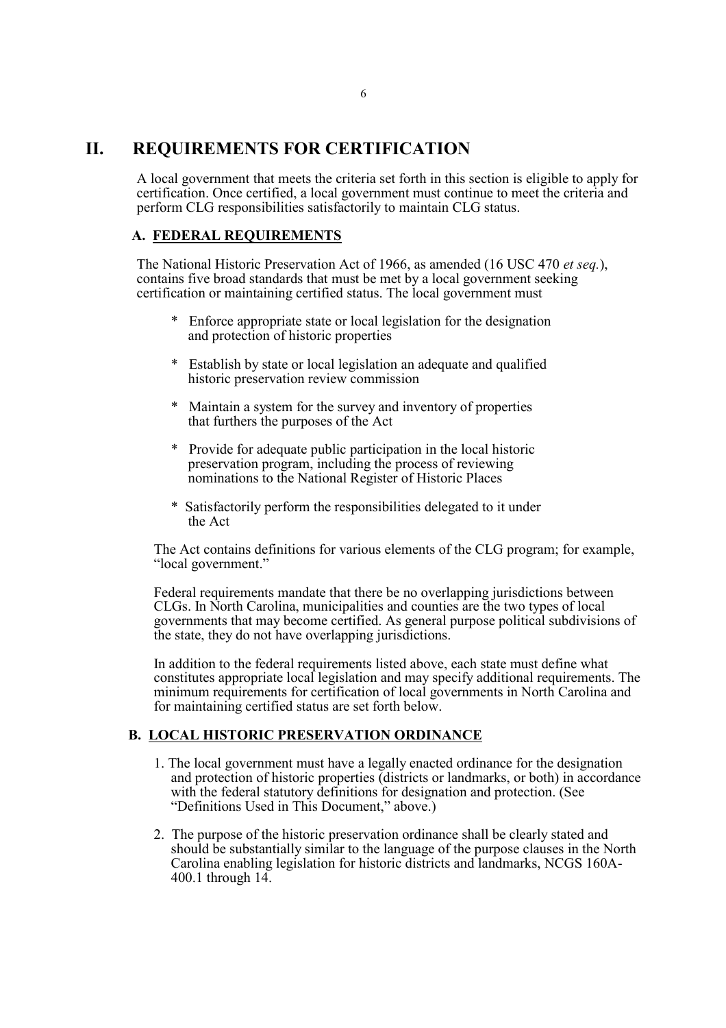# II. REQUIREMENTS FOR CERTIFICATION

A local government that meets the criteria set forth in this section is eligible to apply for certification. Once certified, a local government must continue to meet the criteria and perform CLG responsibilities satisfactorily to maintain CLG status.

## A. FEDERAL REQUIREMENTS

The National Historic Preservation Act of 1966, as amended (16 USC 470 *et seq.*), contains five broad standards that must be met by a local government seeking certification or maintaining certified status. The local government must

- Enforce appropriate state or local legislation for the designation and protection of historic properties
- Establish by state or local legislation an adequate and qualified historic preservation review commission
- Maintain a system for the survey and inventory of properties that furthers the purposes of the Act
- Provide for adequate public participation in the local historic preservation program, including the process of reviewing nominations to the National Register of Historic Places
- Satisfactorily perform the responsibilities delegated to it under the Act

The Act contains definitions for various elements of the CLG program; for example, "local government."

Federal requirements mandate that there be no overlapping jurisdictions between CLGs. In North Carolina, municipalities and counties are the two types of local governments that may become certified. As general purpose political subdivisions of the state, they do not have overlapping jurisdictions.

In addition to the federal requirements listed above, each state must define what constitutes appropriate local legislation and may specify additional requirements. The minimum requirements for certification of local governments in North Carolina and for maintaining certified status are set forth below.

## B. LOCAL HISTORIC PRESERVATION ORDINANCE

1. The local government must have a legally enacted ordinance for the designation and protection of historic properties (districts or landmarks, or both) in accordance with the federal statutory definitions for designation and protection. (See "Definitions Used in This Document," above.)
2. The purpose of the historic preservation ordinance shall be clearly stated and should be substantially similar to the language of the purpose clauses in the North Carolina enabling legislation for historic districts and landmarks, NCGS 160A-400.1 through 14.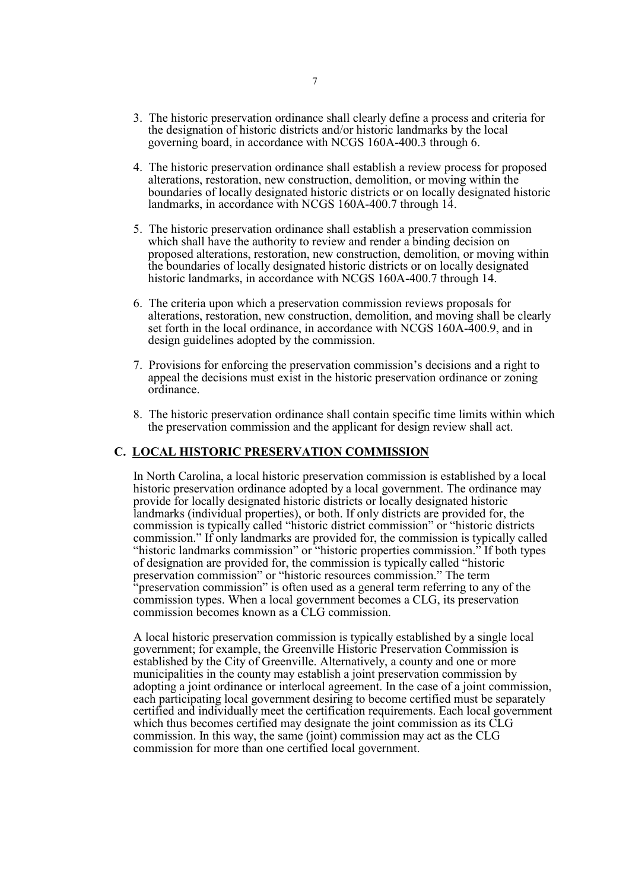3. The historic preservation ordinance shall clearly define a process and criteria for the designation of historic districts and/or historic landmarks by the local governing board, in accordance with NCGS 160A-400.3 through 6.

4. The historic preservation ordinance shall establish a review process for proposed alterations, restoration, new construction, demolition, or moving within the boundaries of locally designated historic districts or on locally designated historic landmarks, in accordance with NCGS 160A-400.7 through 14.

5. The historic preservation ordinance shall establish a preservation commission which shall have the authority to review and render a binding decision on proposed alterations, restoration, new construction, demolition, or moving within the boundaries of locally designated historic districts or on locally designated historic landmarks, in accordance with NCGS 160A-400.7 through 14.

6. The criteria upon which a preservation commission reviews proposals for alterations, restoration, new construction, demolition, and moving shall be clearly set forth in the local ordinance, in accordance with NCGS 160A-400.9, and in design guidelines adopted by the commission.

7. Provisions for enforcing the preservation commission's decisions and a right to appeal the decisions must exist in the historic preservation ordinance or zoning ordinance.

8. The historic preservation ordinance shall contain specific time limits within which the preservation commission and the applicant for design review shall act.

## C. LOCAL HISTORIC PRESERVATION COMMISSION

In North Carolina, a local historic preservation commission is established by a local historic preservation ordinance adopted by a local government. The ordinance may provide for locally designated historic districts or locally designated historic landmarks (individual properties), or both. If only districts are provided for, the commission is typically called "historic district commission" or "historic districts commission." If only landmarks are provided for, the commission is typically called "historic landmarks commission" or "historic properties commission." If both types of designation are provided for, the commission is typically called "historic preservation commission" or "historic resources commission." The term "preservation commission" is often used as a general term referring to any of the commission types. When a local government becomes a CLG, its preservation commission becomes known as a CLG commission.

A local historic preservation commission is typically established by a single local government; for example, the Greenville Historic Preservation Commission is established by the City of Greenville. Alternatively, a county and one or more municipalities in the county may establish a joint preservation commission by adopting a joint ordinance or interlocal agreement. In the case of a joint commission, each participating local government desiring to become certified must be separately certified and individually meet the certification requirements. Each local government which thus becomes certified may designate the joint commission as its CLG commission. In this way, the same (joint) commission may act as the CLG commission for more than one certified local government.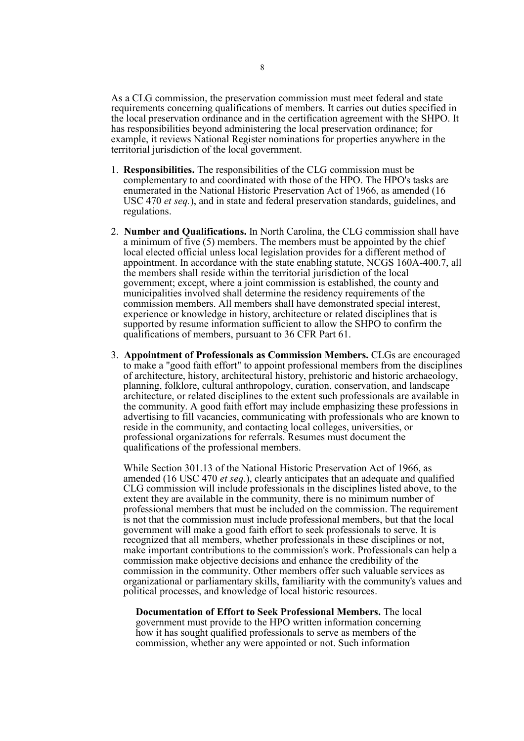As a CLG commission, the preservation commission must meet federal and state requirements concerning qualifications of members. It carries out duties specified in the local preservation ordinance and in the certification agreement with the SHPO. It has responsibilities beyond administering the local preservation ordinance; for example, it reviews National Register nominations for properties anywhere in the territorial jurisdiction of the local government.

1. **Responsibilities.** The responsibilities of the CLG commission must be complementary to and coordinated with those of the HPO. The HPO's tasks are enumerated in the National Historic Preservation Act of 1966, as amended (16 USC 470 *et seq.*), and in state and federal preservation standards, guidelines, and regulations.

2. **Number and Qualifications.** In North Carolina, the CLG commission shall have a minimum of five (5) members. The members must be appointed by the chief local elected official unless local legislation provides for a different method of appointment. In accordance with the state enabling statute, NCGS 160A-400.7, all the members shall reside within the territorial jurisdiction of the local government; except, where a joint commission is established, the county and municipalities involved shall determine the residency requirements of the commission members. All members shall have demonstrated special interest, experience or knowledge in history, architecture or related disciplines that is supported by resume information sufficient to allow the SHPO to confirm the qualifications of members, pursuant to 36 CFR Part 61.

3. **Appointment of Professionals as Commission Members.** CLGs are encouraged to make a "good faith effort" to appoint professional members from the disciplines of architecture, history, architectural history, prehistoric and historic archaeology, planning, folklore, cultural anthropology, curation, conservation, and landscape architecture, or related disciplines to the extent such professionals are available in the community. A good faith effort may include emphasizing these professions in advertising to fill vacancies, communicating with professionals who are known to reside in the community, and contacting local colleges, universities, or professional organizations for referrals. Resumes must document the qualifications of the professional members.

   While Section 301.13 of the National Historic Preservation Act of 1966, as amended (16 USC 470 *et seq.*), clearly anticipates that an adequate and qualified CLG commission will include professionals in the disciplines listed above, to the extent they are available in the community, there is no minimum number of professional members that must be included on the commission. The requirement is not that the commission must include professional members, but that the local government will make a good faith effort to seek professionals to serve. It is recognized that all members, whether professionals in these disciplines or not, make important contributions to the commission's work. Professionals can help a commission make objective decisions and enhance the credibility of the commission in the community. Other members offer such valuable services as organizational or parliamentary skills, familiarity with the community's values and political processes, and knowledge of local historic resources.

   **Documentation of Effort to Seek Professional Members.** The local government must provide to the HPO written information concerning how it has sought qualified professionals to serve as members of the commission, whether any were appointed or not. Such information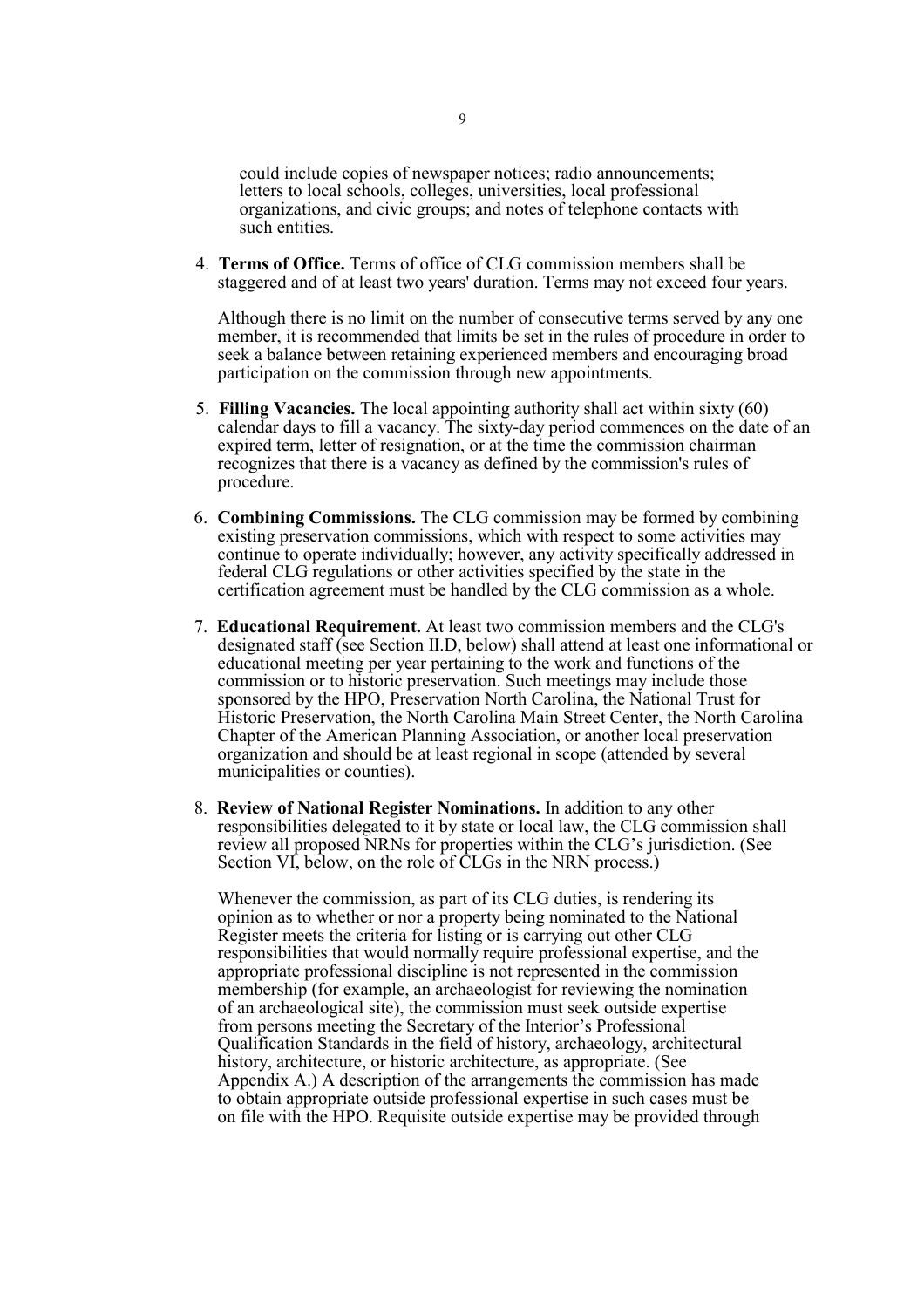could include copies of newspaper notices; radio announcements; letters to local schools, colleges, universities, local professional organizations, and civic groups; and notes of telephone contacts with such entities.

4. **Terms of Office.** Terms of office of CLG commission members shall be staggered and of at least two years' duration. Terms may not exceed four years.

   Although there is no limit on the number of consecutive terms served by any one member, it is recommended that limits be set in the rules of procedure in order to seek a balance between retaining experienced members and encouraging broad participation on the commission through new appointments.

5. **Filling Vacancies.** The local appointing authority shall act within sixty (60) calendar days to fill a vacancy. The sixty-day period commences on the date of an expired term, letter of resignation, or at the time the commission chairman recognizes that there is a vacancy as defined by the commission's rules of procedure.

6. **Combining Commissions.** The CLG commission may be formed by combining existing preservation commissions, which with respect to some activities may continue to operate individually; however, any activity specifically addressed in federal CLG regulations or other activities specified by the state in the certification agreement must be handled by the CLG commission as a whole.

7. **Educational Requirement.** At least two commission members and the CLG's designated staff (see Section II.D, below) shall attend at least one informational or educational meeting per year pertaining to the work and functions of the commission or to historic preservation. Such meetings may include those sponsored by the HPO, Preservation North Carolina, the National Trust for Historic Preservation, the North Carolina Main Street Center, the North Carolina Chapter of the American Planning Association, or another local preservation organization and should be at least regional in scope (attended by several municipalities or counties).

8. **Review of National Register Nominations.** In addition to any other responsibilities delegated to it by state or local law, the CLG commission shall review all proposed NRNs for properties within the CLG's jurisdiction. (See Section VI, below, on the role of CLGs in the NRN process.)

   Whenever the commission, as part of its CLG duties, is rendering its opinion as to whether or nor a property being nominated to the National Register meets the criteria for listing or is carrying out other CLG responsibilities that would normally require professional expertise, and the appropriate professional discipline is not represented in the commission membership (for example, an archaeologist for reviewing the nomination of an archaeological site), the commission must seek outside expertise from persons meeting the Secretary of the Interior's Professional Qualification Standards in the field of history, archaeology, architectural history, architecture, or historic architecture, as appropriate. (See Appendix A.) A description of the arrangements the commission has made to obtain appropriate outside professional expertise in such cases must be on file with the HPO. Requisite outside expertise may be provided through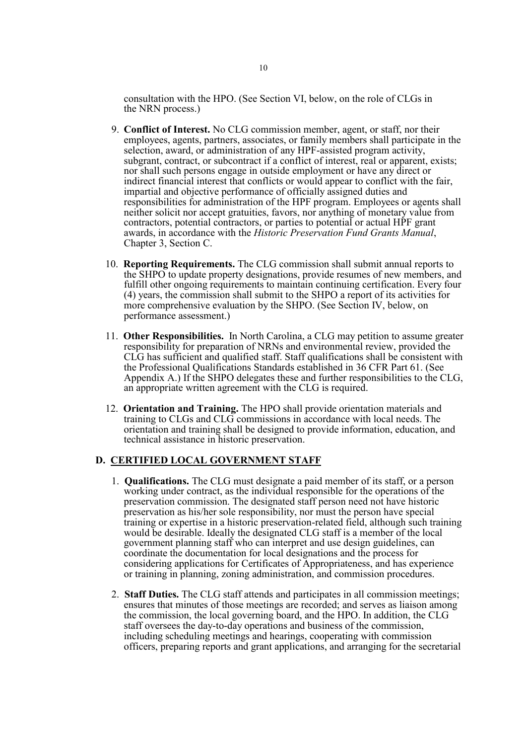consultation with the HPO. (See Section VI, below, on the role of CLGs in the NRN process.)

9. **Conflict of Interest.** No CLG commission member, agent, or staff, nor their employees, agents, partners, associates, or family members shall participate in the selection, award, or administration of any HPF-assisted program activity, subgrant, contract, or subcontract if a conflict of interest, real or apparent, exists; nor shall such persons engage in outside employment or have any direct or indirect financial interest that conflicts or would appear to conflict with the fair, impartial and objective performance of officially assigned duties and responsibilities for administration of the HPF program. Employees or agents shall neither solicit nor accept gratuities, favors, nor anything of monetary value from contractors, potential contractors, or parties to potential or actual HPF grant awards, in accordance with the *Historic Preservation Fund Grants Manual*, Chapter 3, Section C.

10. **Reporting Requirements.** The CLG commission shall submit annual reports to the SHPO to update property designations, provide resumes of new members, and fulfill other ongoing requirements to maintain continuing certification. Every four (4) years, the commission shall submit to the SHPO a report of its activities for more comprehensive evaluation by the SHPO. (See Section IV, below, on performance assessment.)

11. **Other Responsibilities.** In North Carolina, a CLG may petition to assume greater responsibility for preparation of NRNs and environmental review, provided the CLG has sufficient and qualified staff. Staff qualifications shall be consistent with the Professional Qualifications Standards established in 36 CFR Part 61. (See Appendix A.) If the SHPO delegates these and further responsibilities to the CLG, an appropriate written agreement with the CLG is required.

12. **Orientation and Training.** The HPO shall provide orientation materials and training to CLGs and CLG commissions in accordance with local needs. The orientation and training shall be designed to provide information, education, and technical assistance in historic preservation.

## D. CERTIFIED LOCAL GOVERNMENT STAFF

1. **Qualifications.** The CLG must designate a paid member of its staff, or a person working under contract, as the individual responsible for the operations of the preservation commission. The designated staff person need not have historic preservation as his/her sole responsibility, nor must the person have special training or expertise in a historic preservation-related field, although such training would be desirable. Ideally the designated CLG staff is a member of the local government planning staff who can interpret and use design guidelines, can coordinate the documentation for local designations and the process for considering applications for Certificates of Appropriateness, and has experience or training in planning, zoning administration, and commission procedures.

2. **Staff Duties.** The CLG staff attends and participates in all commission meetings; ensures that minutes of those meetings are recorded; and serves as liaison among the commission, the local governing board, and the HPO. In addition, the CLG staff oversees the day-to-day operations and business of the commission, including scheduling meetings and hearings, cooperating with commission officers, preparing reports and grant applications, and arranging for the secretarial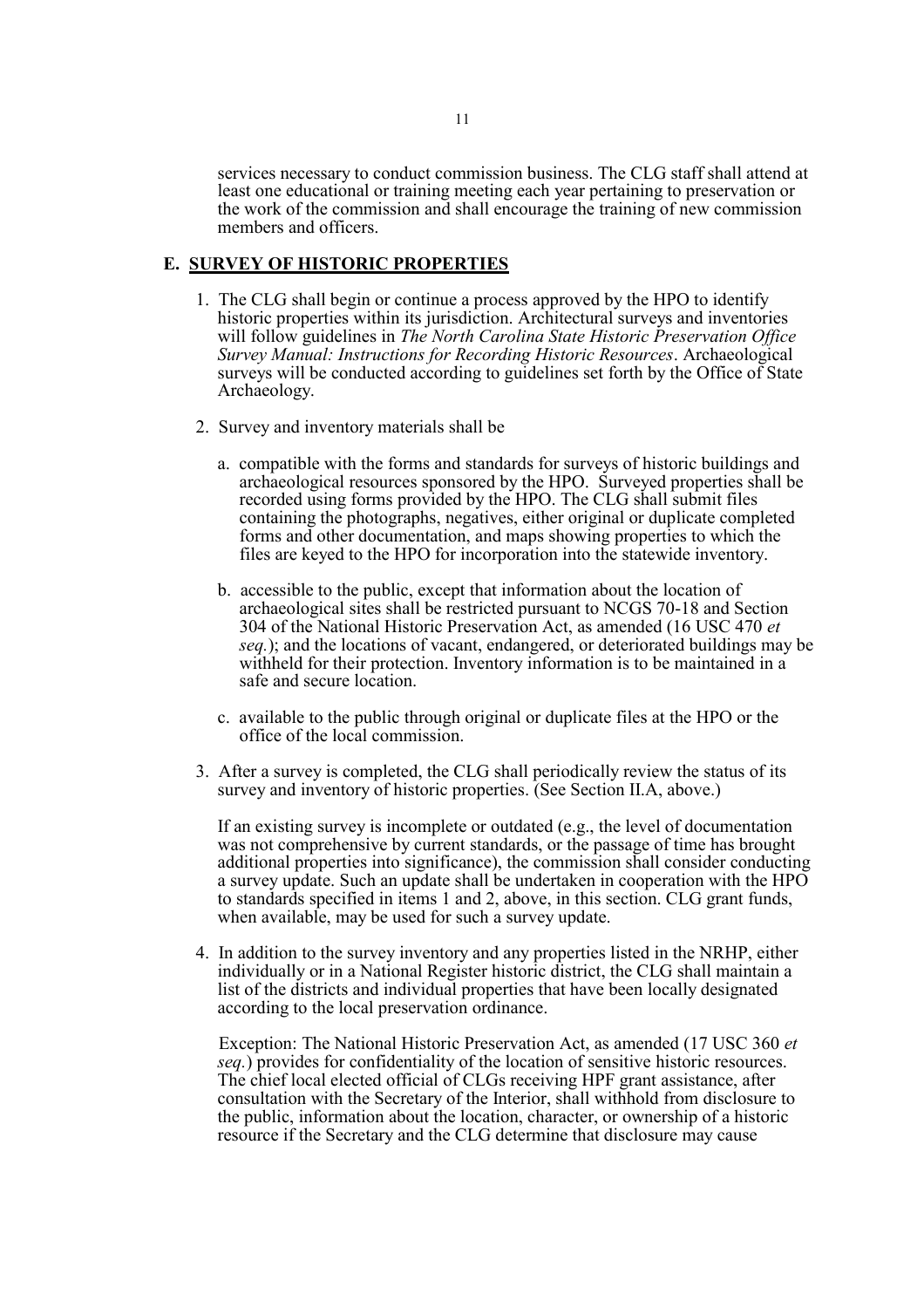services necessary to conduct commission business. The CLG staff shall attend at least one educational or training meeting each year pertaining to preservation or the work of the commission and shall encourage the training of new commission members and officers.

## E. SURVEY OF HISTORIC PROPERTIES

1. The CLG shall begin or continue a process approved by the HPO to identify historic properties within its jurisdiction. Architectural surveys and inventories will follow guidelines in *The North Carolina State Historic Preservation Office Survey Manual: Instructions for Recording Historic Resources*. Archaeological surveys will be conducted according to guidelines set forth by the Office of State Archaeology.

2. Survey and inventory materials shall be

   a. compatible with the forms and standards for surveys of historic buildings and archaeological resources sponsored by the HPO. Surveyed properties shall be recorded using forms provided by the HPO. The CLG shall submit files containing the photographs, negatives, either original or duplicate completed forms and other documentation, and maps showing properties to which the files are keyed to the HPO for incorporation into the statewide inventory.

   b. accessible to the public, except that information about the location of archaeological sites shall be restricted pursuant to NCGS 70-18 and Section 304 of the National Historic Preservation Act, as amended (16 USC 470 *et seq.*); and the locations of vacant, endangered, or deteriorated buildings may be withheld for their protection. Inventory information is to be maintained in a safe and secure location.

   c. available to the public through original or duplicate files at the HPO or the office of the local commission.

3. After a survey is completed, the CLG shall periodically review the status of its survey and inventory of historic properties. (See Section II.A, above.)

   If an existing survey is incomplete or outdated (e.g., the level of documentation was not comprehensive by current standards, or the passage of time has brought additional properties into significance), the commission shall consider conducting a survey update. Such an update shall be undertaken in cooperation with the HPO to standards specified in items 1 and 2, above, in this section. CLG grant funds, when available, may be used for such a survey update.

4. In addition to the survey inventory and any properties listed in the NRHP, either individually or in a National Register historic district, the CLG shall maintain a list of the districts and individual properties that have been locally designated according to the local preservation ordinance.

   Exception: The National Historic Preservation Act, as amended (17 USC 360 *et seq.*) provides for confidentiality of the location of sensitive historic resources. The chief local elected official of CLGs receiving HPF grant assistance, after consultation with the Secretary of the Interior, shall withhold from disclosure to the public, information about the location, character, or ownership of a historic resource if the Secretary and the CLG determine that disclosure may cause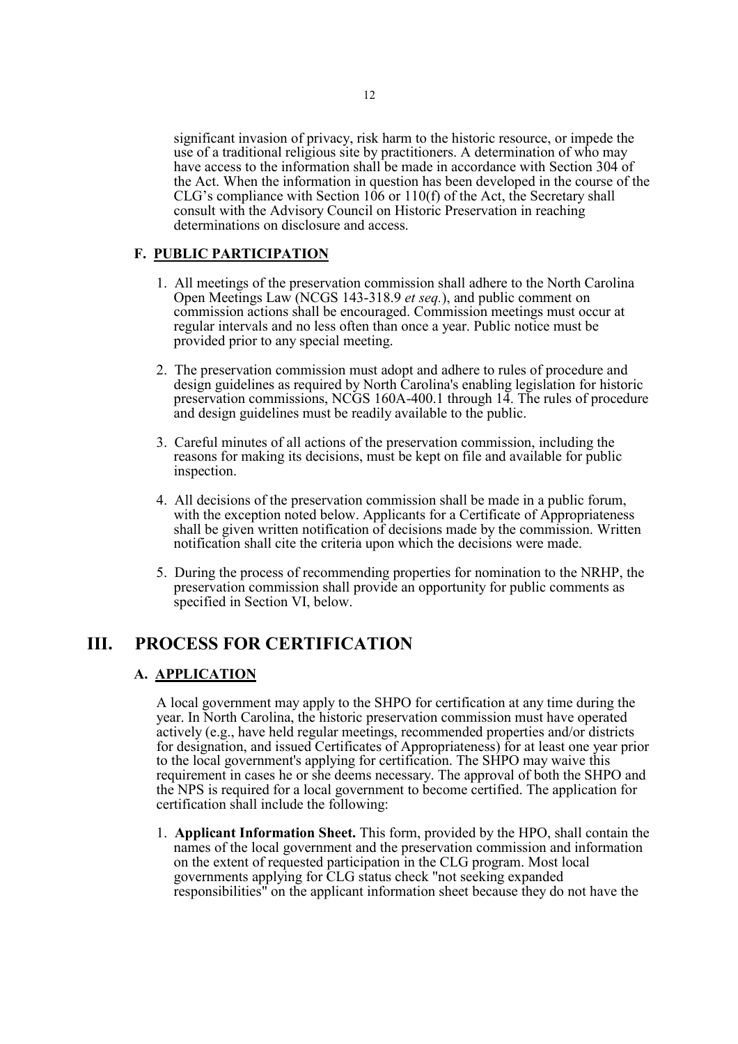significant invasion of privacy, risk harm to the historic resource, or impede the use of a traditional religious site by practitioners. A determination of who may have access to the information shall be made in accordance with Section 304 of the Act. When the information in question has been developed in the course of the CLG's compliance with Section 106 or 110(f) of the Act, the Secretary shall consult with the Advisory Council on Historic Preservation in reaching determinations on disclosure and access.

### F. PUBLIC PARTICIPATION

1. All meetings of the preservation commission shall adhere to the North Carolina Open Meetings Law (NCGS 143-318.9 *et seq.*), and public comment on commission actions shall be encouraged. Commission meetings must occur at regular intervals and no less often than once a year. Public notice must be provided prior to any special meeting.

2. The preservation commission must adopt and adhere to rules of procedure and design guidelines as required by North Carolina's enabling legislation for historic preservation commissions, NCGS 160A-400.1 through 14. The rules of procedure and design guidelines must be readily available to the public.

3. Careful minutes of all actions of the preservation commission, including the reasons for making its decisions, must be kept on file and available for public inspection.

4. All decisions of the preservation commission shall be made in a public forum, with the exception noted below. Applicants for a Certificate of Appropriateness shall be given written notification of decisions made by the commission. Written notification shall cite the criteria upon which the decisions were made.

5. During the process of recommending properties for nomination to the NRHP, the preservation commission shall provide an opportunity for public comments as specified in Section VI, below.

## III. PROCESS FOR CERTIFICATION

### A. APPLICATION

A local government may apply to the SHPO for certification at any time during the year. In North Carolina, the historic preservation commission must have operated actively (e.g., have held regular meetings, recommended properties and/or districts for designation, and issued Certificates of Appropriateness) for at least one year prior to the local government's applying for certification. The SHPO may waive this requirement in cases he or she deems necessary. The approval of both the SHPO and the NPS is required for a local government to become certified. The application for certification shall include the following:

1. **Applicant Information Sheet.** This form, provided by the HPO, shall contain the names of the local government and the preservation commission and information on the extent of requested participation in the CLG program. Most local governments applying for CLG status check "not seeking expanded responsibilities" on the applicant information sheet because they do not have the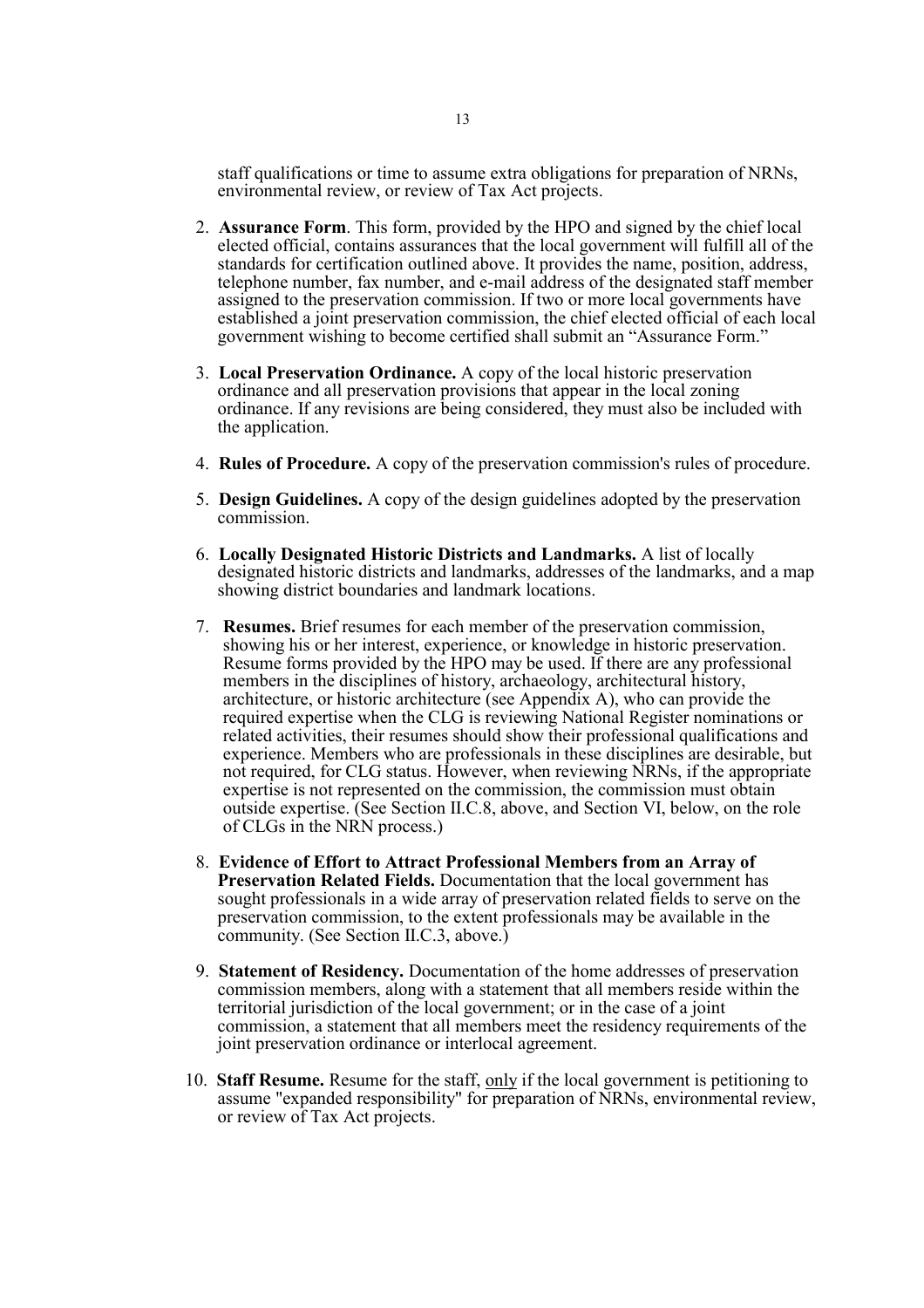staff qualifications or time to assume extra obligations for preparation of NRNs, environmental review, or review of Tax Act projects.

2. **Assurance Form**. This form, provided by the HPO and signed by the chief local elected official, contains assurances that the local government will fulfill all of the standards for certification outlined above. It provides the name, position, address, telephone number, fax number, and e-mail address of the designated staff member assigned to the preservation commission. If two or more local governments have established a joint preservation commission, the chief elected official of each local government wishing to become certified shall submit an "Assurance Form."

3. **Local Preservation Ordinance.** A copy of the local historic preservation ordinance and all preservation provisions that appear in the local zoning ordinance. If any revisions are being considered, they must also be included with the application.

4. **Rules of Procedure.** A copy of the preservation commission's rules of procedure.

5. **Design Guidelines.** A copy of the design guidelines adopted by the preservation commission.

6. **Locally Designated Historic Districts and Landmarks.** A list of locally designated historic districts and landmarks, addresses of the landmarks, and a map showing district boundaries and landmark locations.

7. **Resumes.** Brief resumes for each member of the preservation commission, showing his or her interest, experience, or knowledge in historic preservation. Resume forms provided by the HPO may be used. If there are any professional members in the disciplines of history, archaeology, architectural history, architecture, or historic architecture (see Appendix A), who can provide the required expertise when the CLG is reviewing National Register nominations or related activities, their resumes should show their professional qualifications and experience. Members who are professionals in these disciplines are desirable, but not required, for CLG status. However, when reviewing NRNs, if the appropriate expertise is not represented on the commission, the commission must obtain outside expertise. (See Section II.C.8, above, and Section VI, below, on the role of CLGs in the NRN process.)

8. **Evidence of Effort to Attract Professional Members from an Array of Preservation Related Fields.** Documentation that the local government has sought professionals in a wide array of preservation related fields to serve on the preservation commission, to the extent professionals may be available in the community. (See Section II.C.3, above.)

9. **Statement of Residency.** Documentation of the home addresses of preservation commission members, along with a statement that all members reside within the territorial jurisdiction of the local government; or in the case of a joint commission, a statement that all members meet the residency requirements of the joint preservation ordinance or interlocal agreement.

10. **Staff Resume.** Resume for the staff, only if the local government is petitioning to assume "expanded responsibility" for preparation of NRNs, environmental review, or review of Tax Act projects.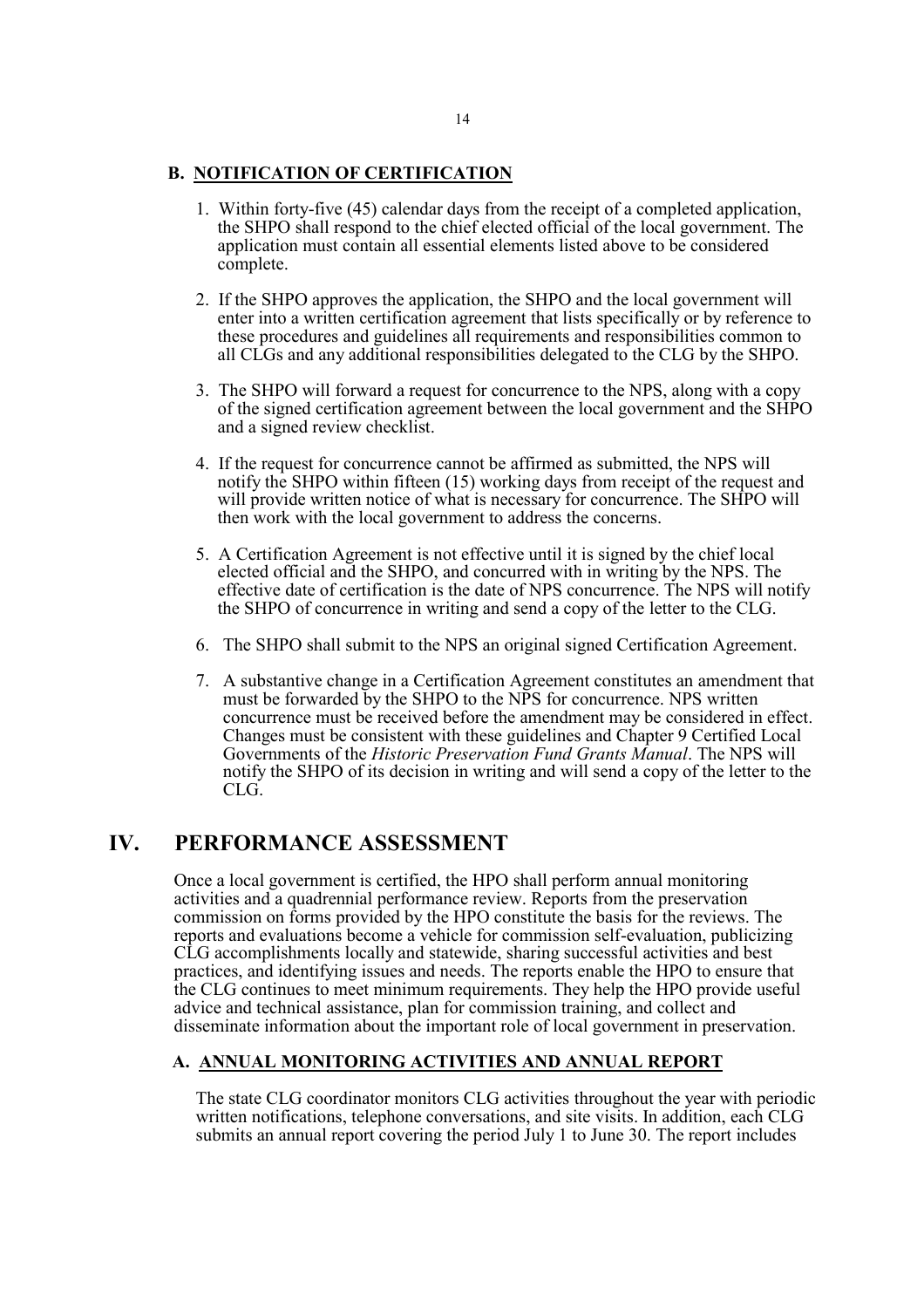### B. NOTIFICATION OF CERTIFICATION

1. Within forty-five (45) calendar days from the receipt of a completed application, the SHPO shall respond to the chief elected official of the local government. The application must contain all essential elements listed above to be considered complete.

2. If the SHPO approves the application, the SHPO and the local government will enter into a written certification agreement that lists specifically or by reference to these procedures and guidelines all requirements and responsibilities common to all CLGs and any additional responsibilities delegated to the CLG by the SHPO.

3. The SHPO will forward a request for concurrence to the NPS, along with a copy of the signed certification agreement between the local government and the SHPO and a signed review checklist.

4. If the request for concurrence cannot be affirmed as submitted, the NPS will notify the SHPO within fifteen (15) working days from receipt of the request and will provide written notice of what is necessary for concurrence. The SHPO will then work with the local government to address the concerns.

5. A Certification Agreement is not effective until it is signed by the chief local elected official and the SHPO, and concurred with in writing by the NPS. The effective date of certification is the date of NPS concurrence. The NPS will notify the SHPO of concurrence in writing and send a copy of the letter to the CLG.

6. The SHPO shall submit to the NPS an original signed Certification Agreement.

7. A substantive change in a Certification Agreement constitutes an amendment that must be forwarded by the SHPO to the NPS for concurrence. NPS written concurrence must be received before the amendment may be considered in effect. Changes must be consistent with these guidelines and Chapter 9 Certified Local Governments of the *Historic Preservation Fund Grants Manual*. The NPS will notify the SHPO of its decision in writing and will send a copy of the letter to the CLG.

# IV. PERFORMANCE ASSESSMENT

Once a local government is certified, the HPO shall perform annual monitoring activities and a quadrennial performance review. Reports from the preservation commission on forms provided by the HPO constitute the basis for the reviews. The reports and evaluations become a vehicle for commission self-evaluation, publicizing CLG accomplishments locally and statewide, sharing successful activities and best practices, and identifying issues and needs. The reports enable the HPO to ensure that the CLG continues to meet minimum requirements. They help the HPO provide useful advice and technical assistance, plan for commission training, and collect and disseminate information about the important role of local government in preservation.

### A. ANNUAL MONITORING ACTIVITIES AND ANNUAL REPORT

The state CLG coordinator monitors CLG activities throughout the year with periodic written notifications, telephone conversations, and site visits. In addition, each CLG submits an annual report covering the period July 1 to June 30. The report includes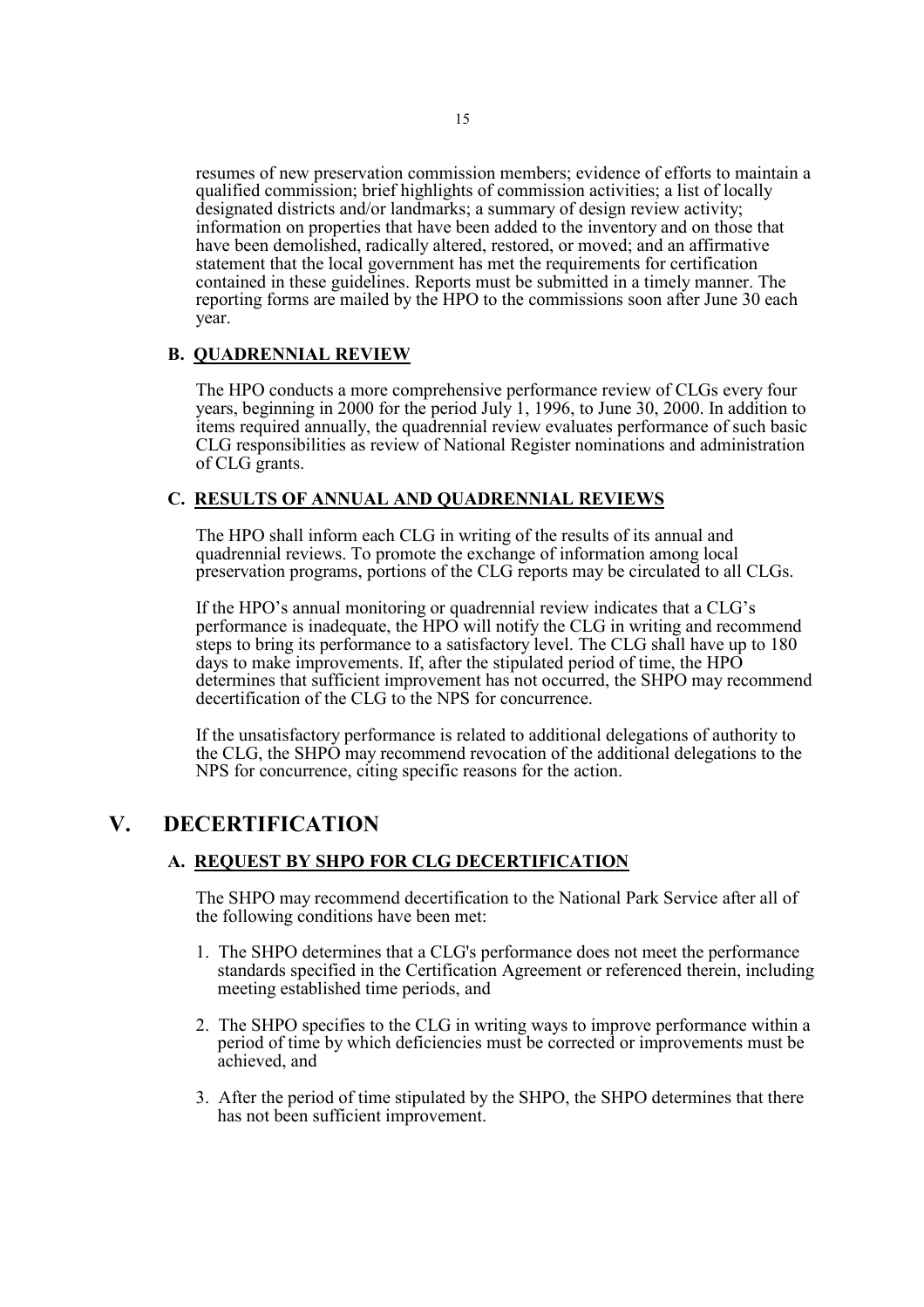resumes of new preservation commission members; evidence of efforts to maintain a qualified commission; brief highlights of commission activities; a list of locally designated districts and/or landmarks; a summary of design review activity; information on properties that have been added to the inventory and on those that have been demolished, radically altered, restored, or moved; and an affirmative statement that the local government has met the requirements for certification contained in these guidelines. Reports must be submitted in a timely manner. The reporting forms are mailed by the HPO to the commissions soon after June 30 each year.

### B. QUADRENNIAL REVIEW

The HPO conducts a more comprehensive performance review of CLGs every four years, beginning in 2000 for the period July 1, 1996, to June 30, 2000. In addition to items required annually, the quadrennial review evaluates performance of such basic CLG responsibilities as review of National Register nominations and administration of CLG grants.

### C. RESULTS OF ANNUAL AND QUADRENNIAL REVIEWS

The HPO shall inform each CLG in writing of the results of its annual and quadrennial reviews. To promote the exchange of information among local preservation programs, portions of the CLG reports may be circulated to all CLGs.

If the HPO's annual monitoring or quadrennial review indicates that a CLG's performance is inadequate, the HPO will notify the CLG in writing and recommend steps to bring its performance to a satisfactory level. The CLG shall have up to 180 days to make improvements. If, after the stipulated period of time, the HPO determines that sufficient improvement has not occurred, the SHPO may recommend decertification of the CLG to the NPS for concurrence.

If the unsatisfactory performance is related to additional delegations of authority to the CLG, the SHPO may recommend revocation of the additional delegations to the NPS for concurrence, citing specific reasons for the action.

## V. DECERTIFICATION

### A. REQUEST BY SHPO FOR CLG DECERTIFICATION

The SHPO may recommend decertification to the National Park Service after all of the following conditions have been met:

1. The SHPO determines that a CLG's performance does not meet the performance standards specified in the Certification Agreement or referenced therein, including meeting established time periods, and
2. The SHPO specifies to the CLG in writing ways to improve performance within a period of time by which deficiencies must be corrected or improvements must be achieved, and
3. After the period of time stipulated by the SHPO, the SHPO determines that there has not been sufficient improvement.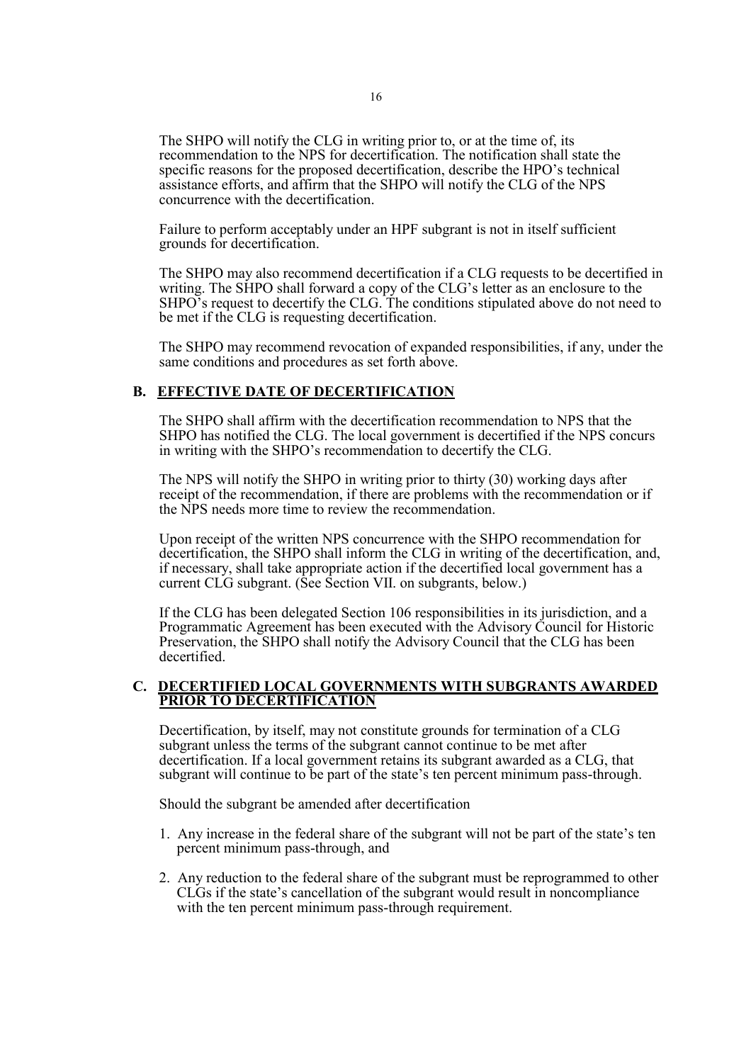The SHPO will notify the CLG in writing prior to, or at the time of, its recommendation to the NPS for decertification. The notification shall state the specific reasons for the proposed decertification, describe the HPO's technical assistance efforts, and affirm that the SHPO will notify the CLG of the NPS concurrence with the decertification.

Failure to perform acceptably under an HPF subgrant is not in itself sufficient grounds for decertification.

The SHPO may also recommend decertification if a CLG requests to be decertified in writing. The SHPO shall forward a copy of the CLG's letter as an enclosure to the SHPO's request to decertify the CLG. The conditions stipulated above do not need to be met if the CLG is requesting decertification.

The SHPO may recommend revocation of expanded responsibilities, if any, under the same conditions and procedures as set forth above.

### B. EFFECTIVE DATE OF DECERTIFICATION

The SHPO shall affirm with the decertification recommendation to NPS that the SHPO has notified the CLG. The local government is decertified if the NPS concurs in writing with the SHPO's recommendation to decertify the CLG.

The NPS will notify the SHPO in writing prior to thirty (30) working days after receipt of the recommendation, if there are problems with the recommendation or if the NPS needs more time to review the recommendation.

Upon receipt of the written NPS concurrence with the SHPO recommendation for decertification, the SHPO shall inform the CLG in writing of the decertification, and, if necessary, shall take appropriate action if the decertified local government has a current CLG subgrant. (See Section VII. on subgrants, below.)

If the CLG has been delegated Section 106 responsibilities in its jurisdiction, and a Programmatic Agreement has been executed with the Advisory Council for Historic Preservation, the SHPO shall notify the Advisory Council that the CLG has been decertified.

### C. DECERTIFIED LOCAL GOVERNMENTS WITH SUBGRANTS AWARDED PRIOR TO DECERTIFICATION

Decertification, by itself, may not constitute grounds for termination of a CLG subgrant unless the terms of the subgrant cannot continue to be met after decertification. If a local government retains its subgrant awarded as a CLG, that subgrant will continue to be part of the state's ten percent minimum pass-through.

Should the subgrant be amended after decertification

1. Any increase in the federal share of the subgrant will not be part of the state's ten percent minimum pass-through, and
2. Any reduction to the federal share of the subgrant must be reprogrammed to other CLGs if the state's cancellation of the subgrant would result in noncompliance with the ten percent minimum pass-through requirement.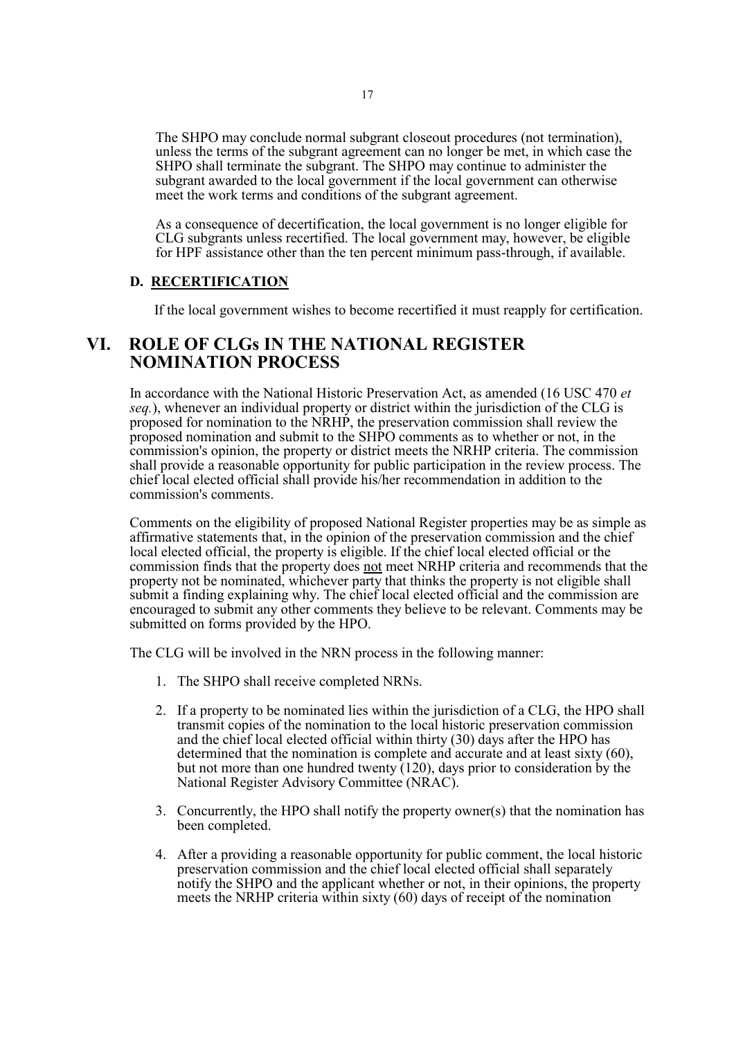The SHPO may conclude normal subgrant closeout procedures (not termination), unless the terms of the subgrant agreement can no longer be met, in which case the SHPO shall terminate the subgrant. The SHPO may continue to administer the subgrant awarded to the local government if the local government can otherwise meet the work terms and conditions of the subgrant agreement.

As a consequence of decertification, the local government is no longer eligible for CLG subgrants unless recertified. The local government may, however, be eligible for HPF assistance other than the ten percent minimum pass-through, if available.

### D. RECERTIFICATION

If the local government wishes to become recertified it must reapply for certification.

## VI. ROLE OF CLGs IN THE NATIONAL REGISTER NOMINATION PROCESS

In accordance with the National Historic Preservation Act, as amended (16 USC 470 *et seq.*), whenever an individual property or district within the jurisdiction of the CLG is proposed for nomination to the NRHP, the preservation commission shall review the proposed nomination and submit to the SHPO comments as to whether or not, in the commission's opinion, the property or district meets the NRHP criteria. The commission shall provide a reasonable opportunity for public participation in the review process. The chief local elected official shall provide his/her recommendation in addition to the commission's comments.

Comments on the eligibility of proposed National Register properties may be as simple as affirmative statements that, in the opinion of the preservation commission and the chief local elected official, the property is eligible. If the chief local elected official or the commission finds that the property does <u>not</u> meet NRHP criteria and recommends that the property not be nominated, whichever party that thinks the property is not eligible shall submit a finding explaining why. The chief local elected official and the commission are encouraged to submit any other comments they believe to be relevant. Comments may be submitted on forms provided by the HPO.

The CLG will be involved in the NRN process in the following manner:

1. The SHPO shall receive completed NRNs.
2. If a property to be nominated lies within the jurisdiction of a CLG, the HPO shall transmit copies of the nomination to the local historic preservation commission and the chief local elected official within thirty (30) days after the HPO has determined that the nomination is complete and accurate and at least sixty (60), but not more than one hundred twenty (120), days prior to consideration by the National Register Advisory Committee (NRAC).
3. Concurrently, the HPO shall notify the property owner(s) that the nomination has been completed.
4. After a providing a reasonable opportunity for public comment, the local historic preservation commission and the chief local elected official shall separately notify the SHPO and the applicant whether or not, in their opinions, the property meets the NRHP criteria within sixty (60) days of receipt of the nomination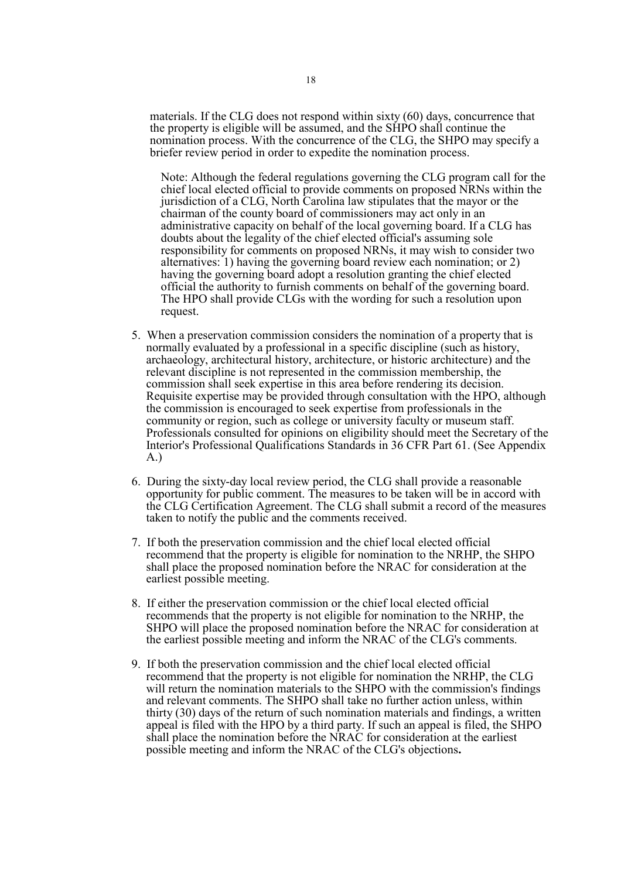materials. If the CLG does not respond within sixty (60) days, concurrence that the property is eligible will be assumed, and the SHPO shall continue the nomination process. With the concurrence of the CLG, the SHPO may specify a briefer review period in order to expedite the nomination process.

Note: Although the federal regulations governing the CLG program call for the chief local elected official to provide comments on proposed NRNs within the jurisdiction of a CLG, North Carolina law stipulates that the mayor or the chairman of the county board of commissioners may act only in an administrative capacity on behalf of the local governing board. If a CLG has doubts about the legality of the chief elected official's assuming sole responsibility for comments on proposed NRNs, it may wish to consider two alternatives: 1) having the governing board review each nomination; or 2) having the governing board adopt a resolution granting the chief elected official the authority to furnish comments on behalf of the governing board. The HPO shall provide CLGs with the wording for such a resolution upon request.

5. When a preservation commission considers the nomination of a property that is normally evaluated by a professional in a specific discipline (such as history, archaeology, architectural history, architecture, or historic architecture) and the relevant discipline is not represented in the commission membership, the commission shall seek expertise in this area before rendering its decision. Requisite expertise may be provided through consultation with the HPO, although the commission is encouraged to seek expertise from professionals in the community or region, such as college or university faculty or museum staff. Professionals consulted for opinions on eligibility should meet the Secretary of the Interior's Professional Qualifications Standards in 36 CFR Part 61. (See Appendix A.)

6. During the sixty-day local review period, the CLG shall provide a reasonable opportunity for public comment. The measures to be taken will be in accord with the CLG Certification Agreement. The CLG shall submit a record of the measures taken to notify the public and the comments received.

7. If both the preservation commission and the chief local elected official recommend that the property is eligible for nomination to the NRHP, the SHPO shall place the proposed nomination before the NRAC for consideration at the earliest possible meeting.

8. If either the preservation commission or the chief local elected official recommends that the property is not eligible for nomination to the NRHP, the SHPO will place the proposed nomination before the NRAC for consideration at the earliest possible meeting and inform the NRAC of the CLG's comments.

9. If both the preservation commission and the chief local elected official recommend that the property is not eligible for nomination the NRHP, the CLG will return the nomination materials to the SHPO with the commission's findings and relevant comments. The SHPO shall take no further action unless, within thirty (30) days of the return of such nomination materials and findings, a written appeal is filed with the HPO by a third party. If such an appeal is filed, the SHPO shall place the nomination before the NRAC for consideration at the earliest possible meeting and inform the NRAC of the CLG's objections**.**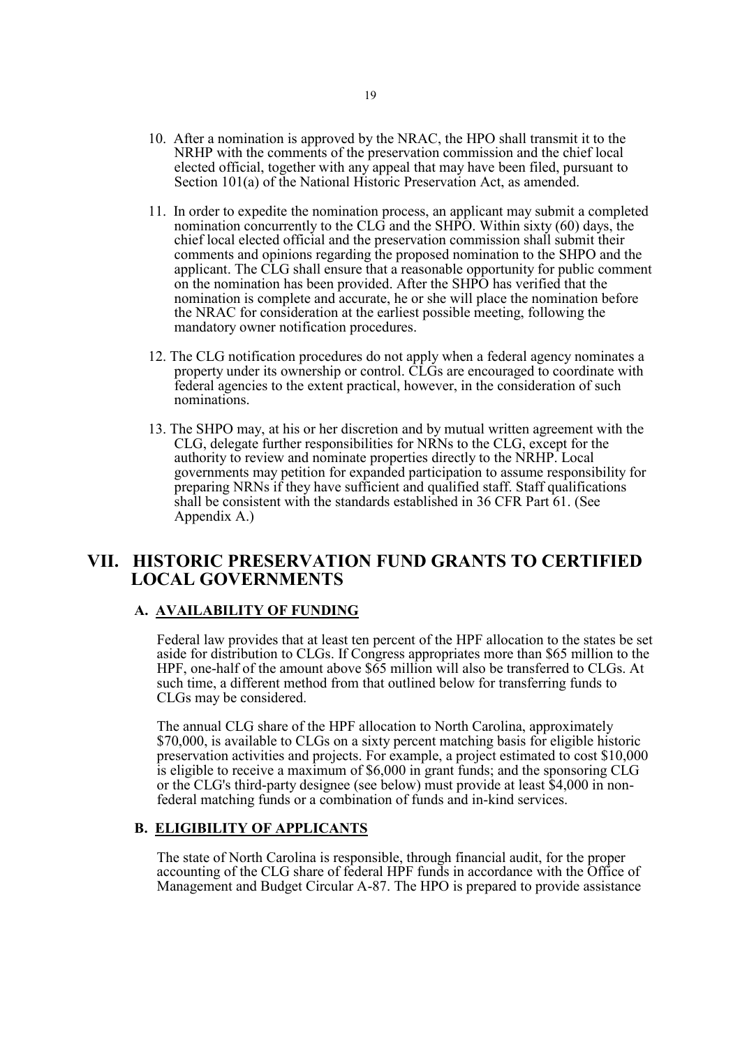10. After a nomination is approved by the NRAC, the HPO shall transmit it to the NRHP with the comments of the preservation commission and the chief local elected official, together with any appeal that may have been filed, pursuant to Section 101(a) of the National Historic Preservation Act, as amended.

11. In order to expedite the nomination process, an applicant may submit a completed nomination concurrently to the CLG and the SHPO. Within sixty (60) days, the chief local elected official and the preservation commission shall submit their comments and opinions regarding the proposed nomination to the SHPO and the applicant. The CLG shall ensure that a reasonable opportunity for public comment on the nomination has been provided. After the SHPO has verified that the nomination is complete and accurate, he or she will place the nomination before the NRAC for consideration at the earliest possible meeting, following the mandatory owner notification procedures.

12. The CLG notification procedures do not apply when a federal agency nominates a property under its ownership or control. CLGs are encouraged to coordinate with federal agencies to the extent practical, however, in the consideration of such nominations.

13. The SHPO may, at his or her discretion and by mutual written agreement with the CLG, delegate further responsibilities for NRNs to the CLG, except for the authority to review and nominate properties directly to the NRHP. Local governments may petition for expanded participation to assume responsibility for preparing NRNs if they have sufficient and qualified staff. Staff qualifications shall be consistent with the standards established in 36 CFR Part 61. (See Appendix A.)

## VII. HISTORIC PRESERVATION FUND GRANTS TO CERTIFIED LOCAL GOVERNMENTS

### A. AVAILABILITY OF FUNDING

Federal law provides that at least ten percent of the HPF allocation to the states be set aside for distribution to CLGs. If Congress appropriates more than $65 million to the HPF, one-half of the amount above $65 million will also be transferred to CLGs. At such time, a different method from that outlined below for transferring funds to CLGs may be considered.

The annual CLG share of the HPF allocation to North Carolina, approximately $70,000, is available to CLGs on a sixty percent matching basis for eligible historic preservation activities and projects. For example, a project estimated to cost $10,000 is eligible to receive a maximum of $6,000 in grant funds; and the sponsoring CLG or the CLG's third-party designee (see below) must provide at least $4,000 in non-federal matching funds or a combination of funds and in-kind services.

### B. ELIGIBILITY OF APPLICANTS

The state of North Carolina is responsible, through financial audit, for the proper accounting of the CLG share of federal HPF funds in accordance with the Office of Management and Budget Circular A-87. The HPO is prepared to provide assistance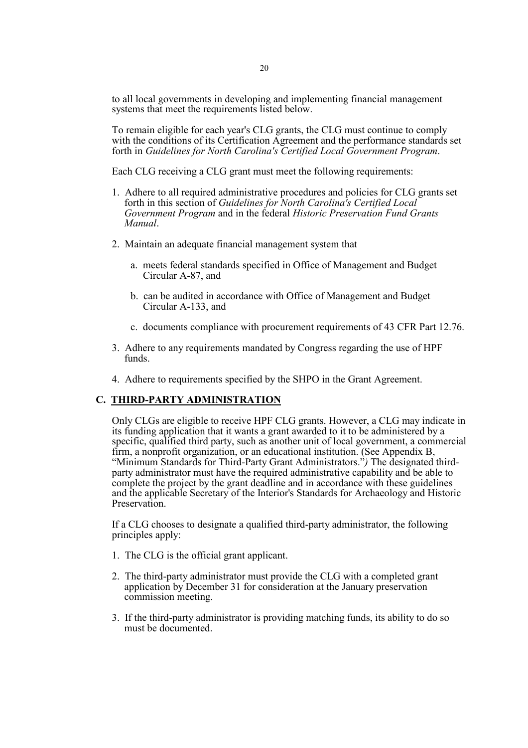to all local governments in developing and implementing financial management systems that meet the requirements listed below.

To remain eligible for each year's CLG grants, the CLG must continue to comply with the conditions of its Certification Agreement and the performance standards set forth in *Guidelines for North Carolina's Certified Local Government Program*.

Each CLG receiving a CLG grant must meet the following requirements:

1. Adhere to all required administrative procedures and policies for CLG grants set forth in this section of *Guidelines for North Carolina's Certified Local Government Program* and in the federal *Historic Preservation Fund Grants Manual*.

2. Maintain an adequate financial management system that

   a. meets federal standards specified in Office of Management and Budget Circular A-87, and

   b. can be audited in accordance with Office of Management and Budget Circular A-133, and

   c. documents compliance with procurement requirements of 43 CFR Part 12.76.

3. Adhere to any requirements mandated by Congress regarding the use of HPF funds.

4. Adhere to requirements specified by the SHPO in the Grant Agreement.

## C. THIRD-PARTY ADMINISTRATION

Only CLGs are eligible to receive HPF CLG grants. However, a CLG may indicate in its funding application that it wants a grant awarded to it to be administered by a specific, qualified third party, such as another unit of local government, a commercial firm, a nonprofit organization, or an educational institution. (See Appendix B, "Minimum Standards for Third-Party Grant Administrators.") The designated third-party administrator must have the required administrative capability and be able to complete the project by the grant deadline and in accordance with these guidelines and the applicable Secretary of the Interior's Standards for Archaeology and Historic Preservation.

If a CLG chooses to designate a qualified third-party administrator, the following principles apply:

1. The CLG is the official grant applicant.

2. The third-party administrator must provide the CLG with a completed grant application by December 31 for consideration at the January preservation commission meeting.

3. If the third-party administrator is providing matching funds, its ability to do so must be documented.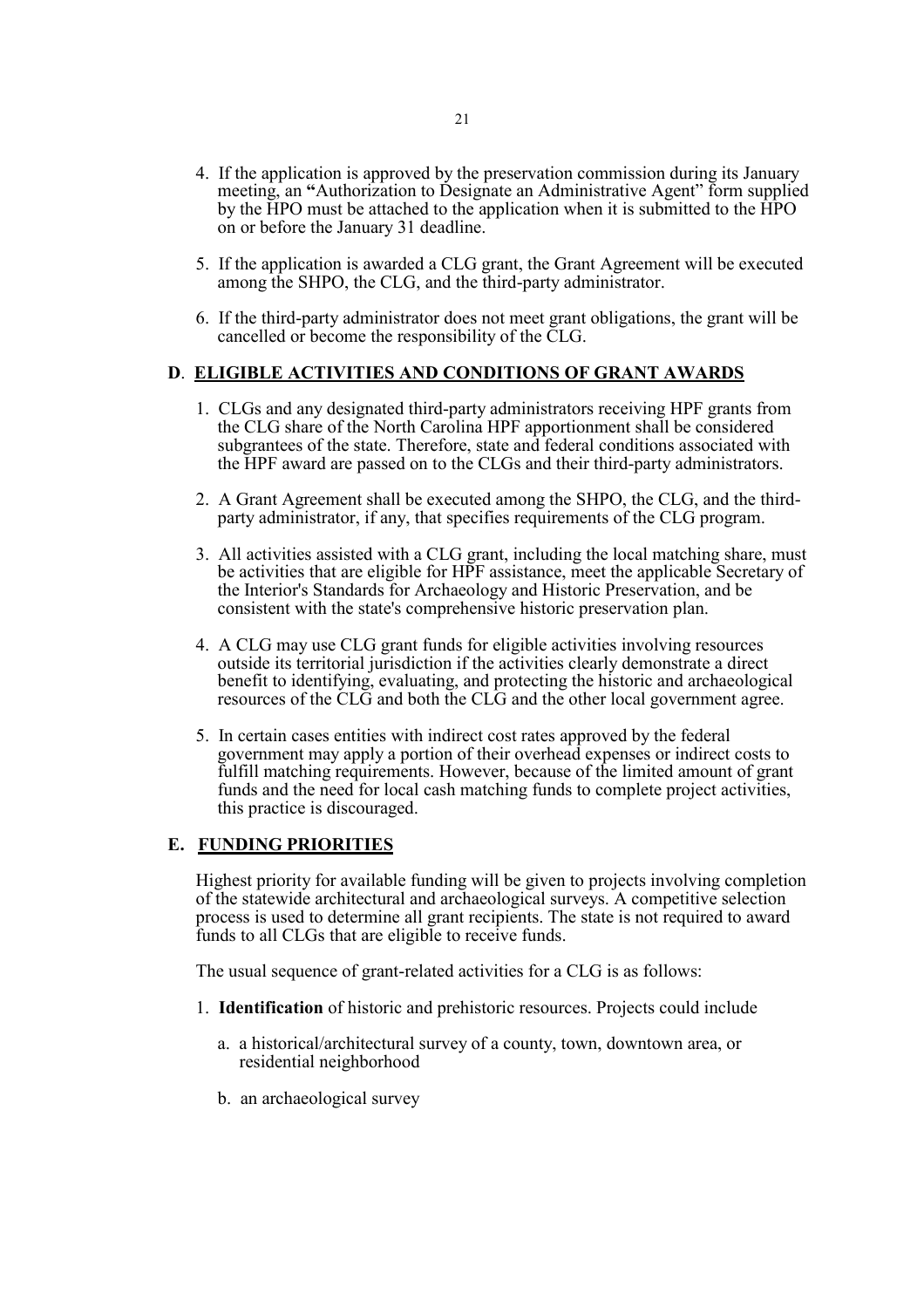4. If the application is approved by the preservation commission during its January meeting, an **"**Authorization to Designate an Administrative Agent" form supplied by the HPO must be attached to the application when it is submitted to the HPO on or before the January 31 deadline.

5. If the application is awarded a CLG grant, the Grant Agreement will be executed among the SHPO, the CLG, and the third-party administrator.

6. If the third-party administrator does not meet grant obligations, the grant will be cancelled or become the responsibility of the CLG.

## D. ELIGIBLE ACTIVITIES AND CONDITIONS OF GRANT AWARDS

1. CLGs and any designated third-party administrators receiving HPF grants from the CLG share of the North Carolina HPF apportionment shall be considered subgrantees of the state. Therefore, state and federal conditions associated with the HPF award are passed on to the CLGs and their third-party administrators.

2. A Grant Agreement shall be executed among the SHPO, the CLG, and the third-party administrator, if any, that specifies requirements of the CLG program.

3. All activities assisted with a CLG grant, including the local matching share, must be activities that are eligible for HPF assistance, meet the applicable Secretary of the Interior's Standards for Archaeology and Historic Preservation, and be consistent with the state's comprehensive historic preservation plan.

4. A CLG may use CLG grant funds for eligible activities involving resources outside its territorial jurisdiction if the activities clearly demonstrate a direct benefit to identifying, evaluating, and protecting the historic and archaeological resources of the CLG and both the CLG and the other local government agree.

5. In certain cases entities with indirect cost rates approved by the federal government may apply a portion of their overhead expenses or indirect costs to fulfill matching requirements. However, because of the limited amount of grant funds and the need for local cash matching funds to complete project activities, this practice is discouraged.

## E. FUNDING PRIORITIES

Highest priority for available funding will be given to projects involving completion of the statewide architectural and archaeological surveys. A competitive selection process is used to determine all grant recipients. The state is not required to award funds to all CLGs that are eligible to receive funds.

The usual sequence of grant-related activities for a CLG is as follows:

1. **Identification** of historic and prehistoric resources. Projects could include

   a. a historical/architectural survey of a county, town, downtown area, or residential neighborhood

   b. an archaeological survey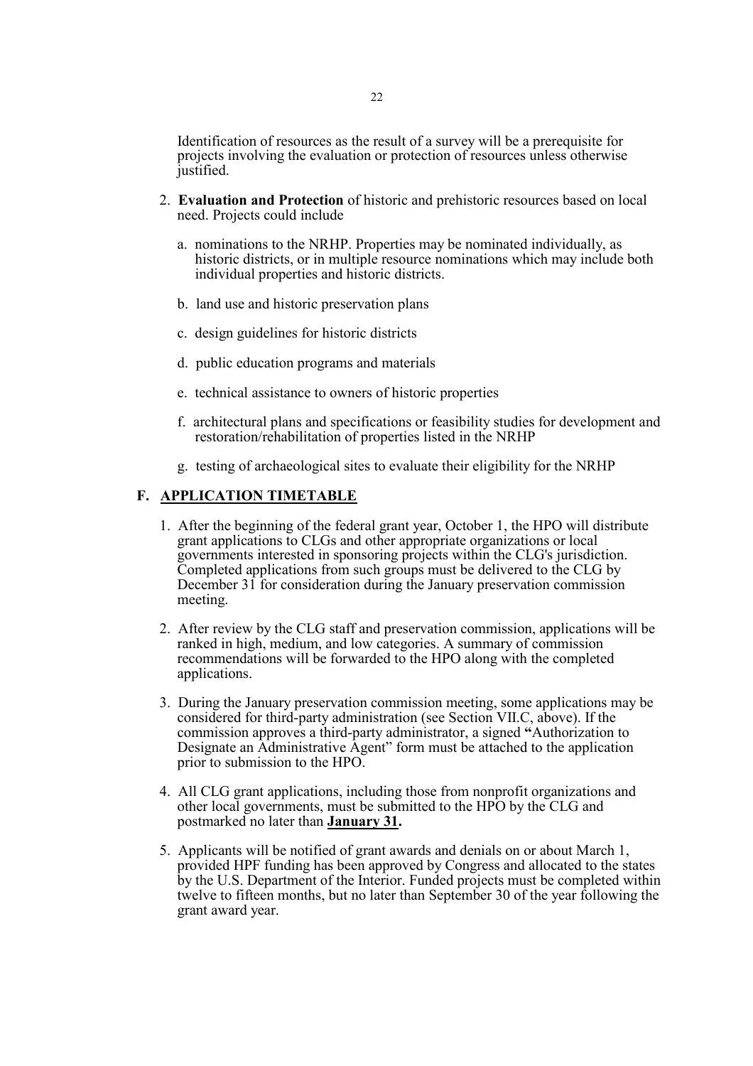Identification of resources as the result of a survey will be a prerequisite for projects involving the evaluation or protection of resources unless otherwise justified.

2. **Evaluation and Protection** of historic and prehistoric resources based on local need. Projects could include

   a. nominations to the NRHP. Properties may be nominated individually, as historic districts, or in multiple resource nominations which may include both individual properties and historic districts.

   b. land use and historic preservation plans

   c. design guidelines for historic districts

   d. public education programs and materials

   e. technical assistance to owners of historic properties

   f. architectural plans and specifications or feasibility studies for development and restoration/rehabilitation of properties listed in the NRHP

   g. testing of archaeological sites to evaluate their eligibility for the NRHP

## F. APPLICATION TIMETABLE

1. After the beginning of the federal grant year, October 1, the HPO will distribute grant applications to CLGs and other appropriate organizations or local governments interested in sponsoring projects within the CLG's jurisdiction. Completed applications from such groups must be delivered to the CLG by December 31 for consideration during the January preservation commission meeting.

2. After review by the CLG staff and preservation commission, applications will be ranked in high, medium, and low categories. A summary of commission recommendations will be forwarded to the HPO along with the completed applications.

3. During the January preservation commission meeting, some applications may be considered for third-party administration (see Section VII.C, above). If the commission approves a third-party administrator, a signed "Authorization to Designate an Administrative Agent" form must be attached to the application prior to submission to the HPO.

4. All CLG grant applications, including those from nonprofit organizations and other local governments, must be submitted to the HPO by the CLG and postmarked no later than **January 31.**

5. Applicants will be notified of grant awards and denials on or about March 1, provided HPF funding has been approved by Congress and allocated to the states by the U.S. Department of the Interior. Funded projects must be completed within twelve to fifteen months, but no later than September 30 of the year following the grant award year.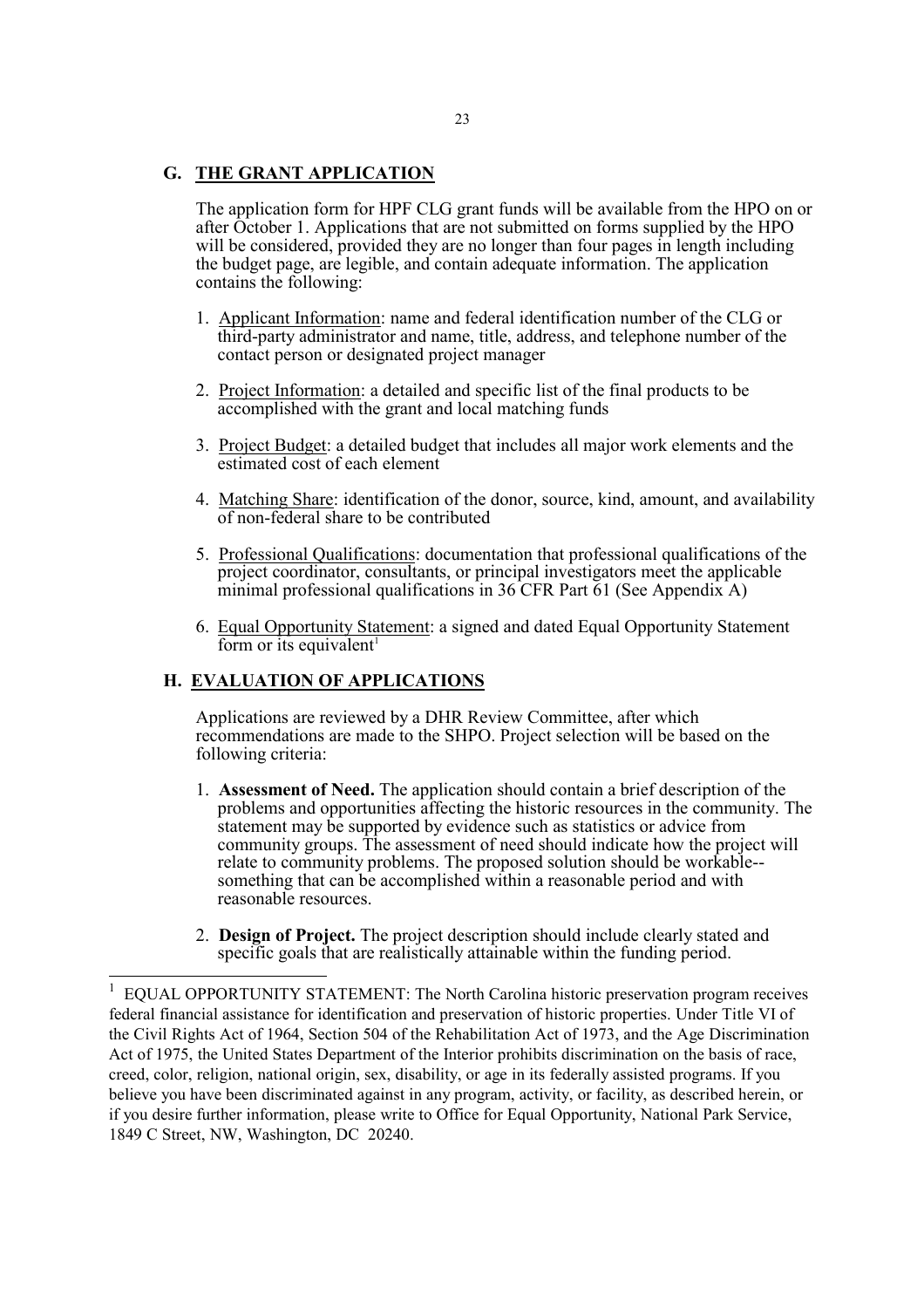## G. THE GRANT APPLICATION

The application form for HPF CLG grant funds will be available from the HPO on or after October 1. Applications that are not submitted on forms supplied by the HPO will be considered, provided they are no longer than four pages in length including the budget page, are legible, and contain adequate information. The application contains the following:

1. Applicant Information: name and federal identification number of the CLG or third-party administrator and name, title, address, and telephone number of the contact person or designated project manager

2. Project Information: a detailed and specific list of the final products to be accomplished with the grant and local matching funds

3. Project Budget: a detailed budget that includes all major work elements and the estimated cost of each element

4. Matching Share: identification of the donor, source, kind, amount, and availability of non-federal share to be contributed

5. Professional Qualifications: documentation that professional qualifications of the project coordinator, consultants, or principal investigators meet the applicable minimal professional qualifications in 36 CFR Part 61 (See Appendix A)

6. Equal Opportunity Statement: a signed and dated Equal Opportunity Statement form or its equivalent[1]

## H. EVALUATION OF APPLICATIONS

Applications are reviewed by a DHR Review Committee, after which recommendations are made to the SHPO. Project selection will be based on the following criteria:

1. **Assessment of Need.** The application should contain a brief description of the problems and opportunities affecting the historic resources in the community. The statement may be supported by evidence such as statistics or advice from community groups. The assessment of need should indicate how the project will relate to community problems. The proposed solution should be workable--something that can be accomplished within a reasonable period and with reasonable resources.

2. **Design of Project.** The project description should include clearly stated and specific goals that are realistically attainable within the funding period.

---

[1] EQUAL OPPORTUNITY STATEMENT: The North Carolina historic preservation program receives federal financial assistance for identification and preservation of historic properties. Under Title VI of the Civil Rights Act of 1964, Section 504 of the Rehabilitation Act of 1973, and the Age Discrimination Act of 1975, the United States Department of the Interior prohibits discrimination on the basis of race, creed, color, religion, national origin, sex, disability, or age in its federally assisted programs. If you believe you have been discriminated against in any program, activity, or facility, as described herein, or if you desire further information, please write to Office for Equal Opportunity, National Park Service, 1849 C Street, NW, Washington, DC 20240.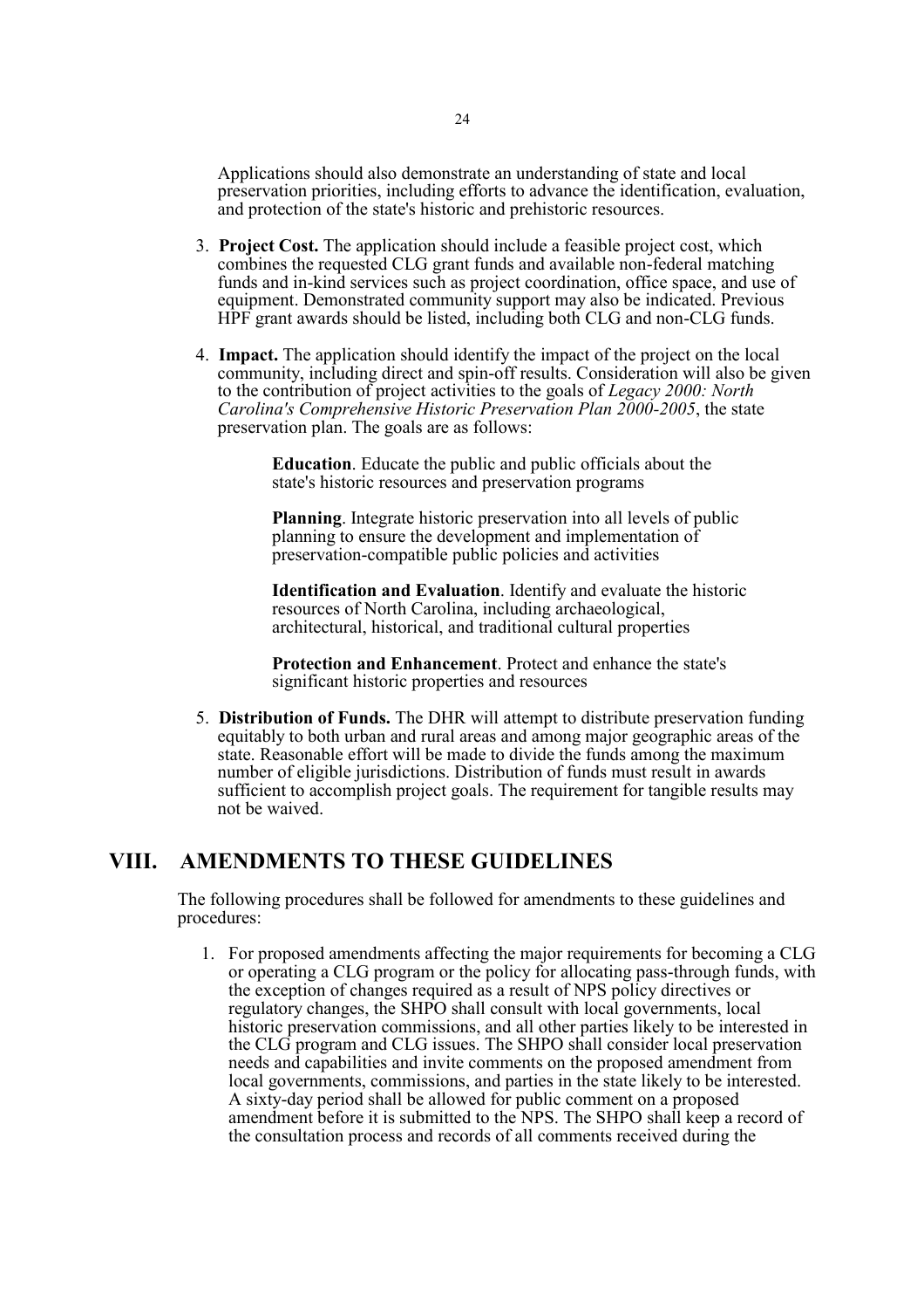Applications should also demonstrate an understanding of state and local preservation priorities, including efforts to advance the identification, evaluation, and protection of the state's historic and prehistoric resources.

3. **Project Cost.** The application should include a feasible project cost, which combines the requested CLG grant funds and available non-federal matching funds and in-kind services such as project coordination, office space, and use of equipment. Demonstrated community support may also be indicated. Previous HPF grant awards should be listed, including both CLG and non-CLG funds.

4. **Impact.** The application should identify the impact of the project on the local community, including direct and spin-off results. Consideration will also be given to the contribution of project activities to the goals of *Legacy 2000: North Carolina's Comprehensive Historic Preservation Plan 2000-2005*, the state preservation plan. The goals are as follows:

   **Education**. Educate the public and public officials about the state's historic resources and preservation programs

   **Planning**. Integrate historic preservation into all levels of public planning to ensure the development and implementation of preservation-compatible public policies and activities

   **Identification and Evaluation**. Identify and evaluate the historic resources of North Carolina, including archaeological, architectural, historical, and traditional cultural properties

   **Protection and Enhancement**. Protect and enhance the state's significant historic properties and resources

5. **Distribution of Funds.** The DHR will attempt to distribute preservation funding equitably to both urban and rural areas and among major geographic areas of the state. Reasonable effort will be made to divide the funds among the maximum number of eligible jurisdictions. Distribution of funds must result in awards sufficient to accomplish project goals. The requirement for tangible results may not be waived.

## VIII. AMENDMENTS TO THESE GUIDELINES

The following procedures shall be followed for amendments to these guidelines and procedures:

1. For proposed amendments affecting the major requirements for becoming a CLG or operating a CLG program or the policy for allocating pass-through funds, with the exception of changes required as a result of NPS policy directives or regulatory changes, the SHPO shall consult with local governments, local historic preservation commissions, and all other parties likely to be interested in the CLG program and CLG issues. The SHPO shall consider local preservation needs and capabilities and invite comments on the proposed amendment from local governments, commissions, and parties in the state likely to be interested. A sixty-day period shall be allowed for public comment on a proposed amendment before it is submitted to the NPS. The SHPO shall keep a record of the consultation process and records of all comments received during the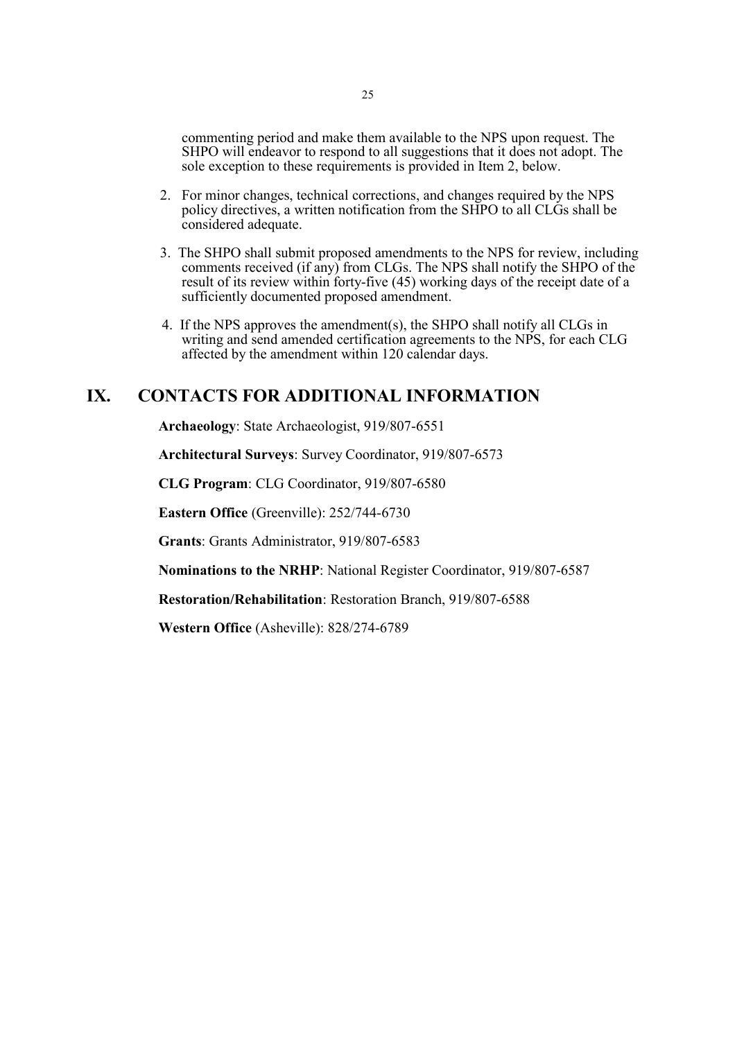commenting period and make them available to the NPS upon request. The SHPO will endeavor to respond to all suggestions that it does not adopt. The sole exception to these requirements is provided in Item 2, below.

2. For minor changes, technical corrections, and changes required by the NPS policy directives, a written notification from the SHPO to all CLGs shall be considered adequate.

3. The SHPO shall submit proposed amendments to the NPS for review, including comments received (if any) from CLGs. The NPS shall notify the SHPO of the result of its review within forty-five (45) working days of the receipt date of a sufficiently documented proposed amendment.

4. If the NPS approves the amendment(s), the SHPO shall notify all CLGs in writing and send amended certification agreements to the NPS, for each CLG affected by the amendment within 120 calendar days.

## IX. CONTACTS FOR ADDITIONAL INFORMATION

**Archaeology**: State Archaeologist, 919/807-6551

**Architectural Surveys**: Survey Coordinator, 919/807-6573

**CLG Program**: CLG Coordinator, 919/807-6580

**Eastern Office** (Greenville): 252/744-6730

**Grants**: Grants Administrator, 919/807-6583

**Nominations to the NRHP**: National Register Coordinator, 919/807-6587

**Restoration/Rehabilitation**: Restoration Branch, 919/807-6588

**Western Office** (Asheville): 828/274-6789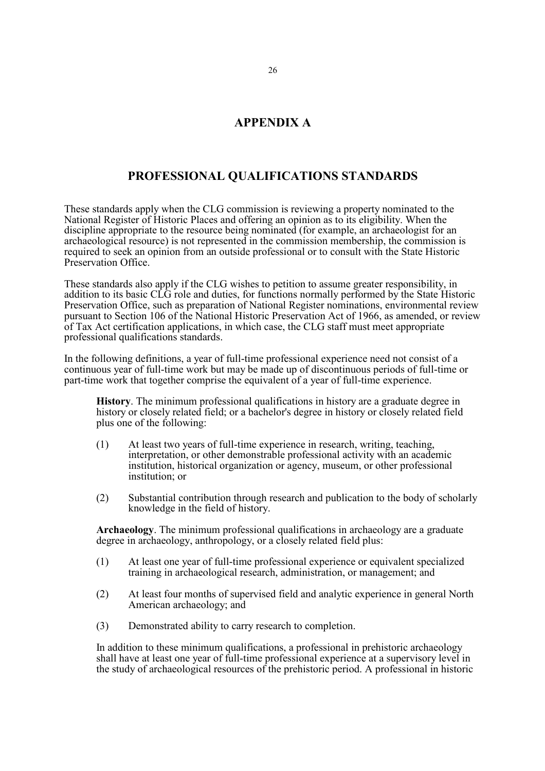# APPENDIX A

## PROFESSIONAL QUALIFICATIONS STANDARDS

These standards apply when the CLG commission is reviewing a property nominated to the National Register of Historic Places and offering an opinion as to its eligibility. When the discipline appropriate to the resource being nominated (for example, an archaeologist for an archaeological resource) is not represented in the commission membership, the commission is required to seek an opinion from an outside professional or to consult with the State Historic Preservation Office.

These standards also apply if the CLG wishes to petition to assume greater responsibility, in addition to its basic CLG role and duties, for functions normally performed by the State Historic Preservation Office, such as preparation of National Register nominations, environmental review pursuant to Section 106 of the National Historic Preservation Act of 1966, as amended, or review of Tax Act certification applications, in which case, the CLG staff must meet appropriate professional qualifications standards.

In the following definitions, a year of full-time professional experience need not consist of a continuous year of full-time work but may be made up of discontinuous periods of full-time or part-time work that together comprise the equivalent of a year of full-time experience.

**History**. The minimum professional qualifications in history are a graduate degree in history or closely related field; or a bachelor's degree in history or closely related field plus one of the following:

(1) At least two years of full-time experience in research, writing, teaching, interpretation, or other demonstrable professional activity with an academic institution, historical organization or agency, museum, or other professional institution; or

(2) Substantial contribution through research and publication to the body of scholarly knowledge in the field of history.

**Archaeology**. The minimum professional qualifications in archaeology are a graduate degree in archaeology, anthropology, or a closely related field plus:

(1) At least one year of full-time professional experience or equivalent specialized training in archaeological research, administration, or management; and

(2) At least four months of supervised field and analytic experience in general North American archaeology; and

(3) Demonstrated ability to carry research to completion.

In addition to these minimum qualifications, a professional in prehistoric archaeology shall have at least one year of full-time professional experience at a supervisory level in the study of archaeological resources of the prehistoric period. A professional in historic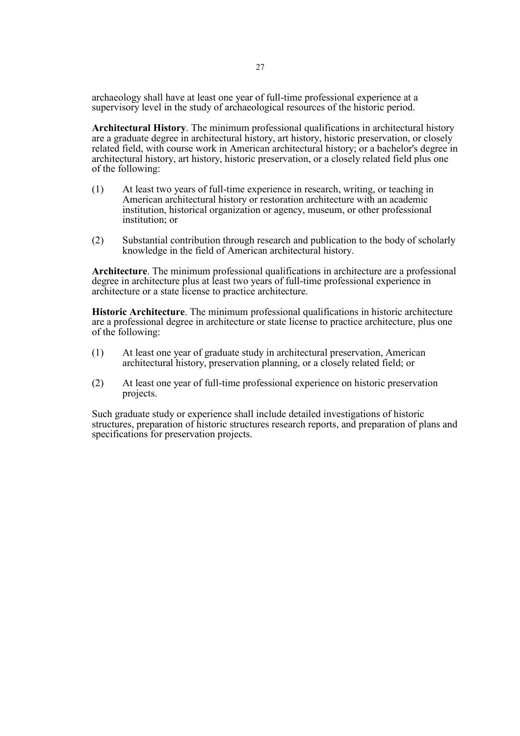archaeology shall have at least one year of full-time professional experience at a supervisory level in the study of archaeological resources of the historic period.

**Architectural History**. The minimum professional qualifications in architectural history are a graduate degree in architectural history, art history, historic preservation, or closely related field, with course work in American architectural history; or a bachelor's degree in architectural history, art history, historic preservation, or a closely related field plus one of the following:

(1) At least two years of full-time experience in research, writing, or teaching in American architectural history or restoration architecture with an academic institution, historical organization or agency, museum, or other professional institution; or

(2) Substantial contribution through research and publication to the body of scholarly knowledge in the field of American architectural history.

**Architecture**. The minimum professional qualifications in architecture are a professional degree in architecture plus at least two years of full-time professional experience in architecture or a state license to practice architecture.

**Historic Architecture**. The minimum professional qualifications in historic architecture are a professional degree in architecture or state license to practice architecture, plus one of the following:

(1) At least one year of graduate study in architectural preservation, American architectural history, preservation planning, or a closely related field; or

(2) At least one year of full-time professional experience on historic preservation projects.

Such graduate study or experience shall include detailed investigations of historic structures, preparation of historic structures research reports, and preparation of plans and specifications for preservation projects.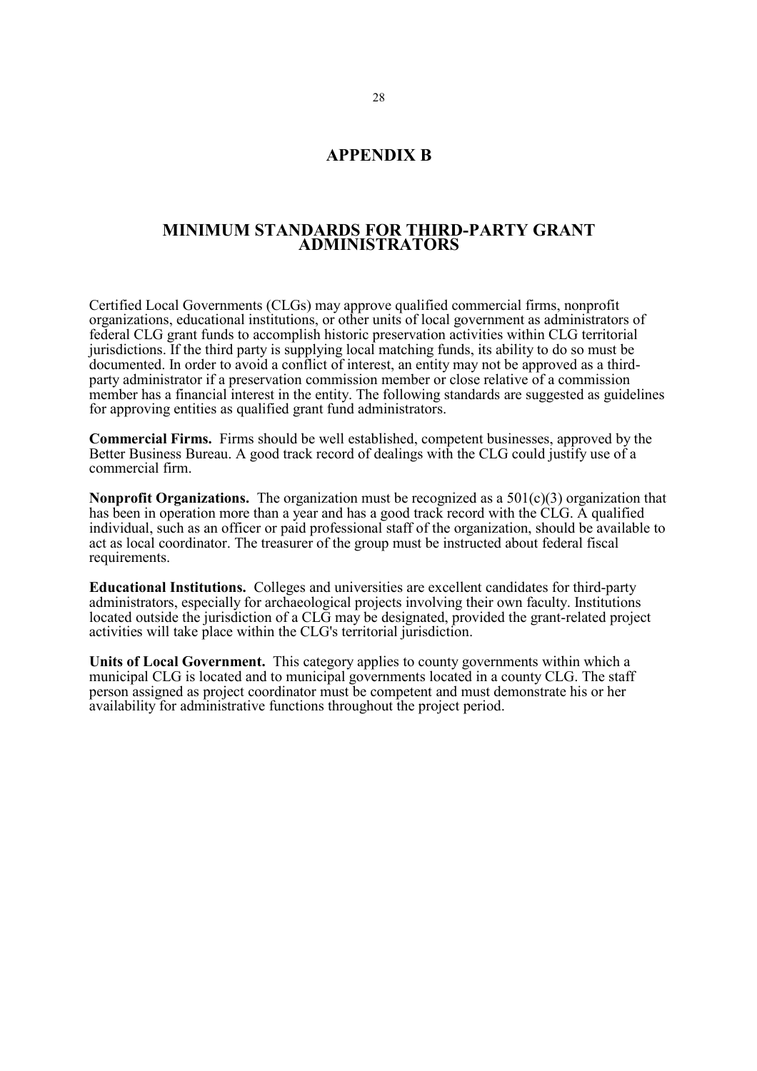# APPENDIX B

## MINIMUM STANDARDS FOR THIRD-PARTY GRANT ADMINISTRATORS

Certified Local Governments (CLGs) may approve qualified commercial firms, nonprofit organizations, educational institutions, or other units of local government as administrators of federal CLG grant funds to accomplish historic preservation activities within CLG territorial jurisdictions. If the third party is supplying local matching funds, its ability to do so must be documented. In order to avoid a conflict of interest, an entity may not be approved as a third-party administrator if a preservation commission member or close relative of a commission member has a financial interest in the entity. The following standards are suggested as guidelines for approving entities as qualified grant fund administrators.

**Commercial Firms.** Firms should be well established, competent businesses, approved by the Better Business Bureau. A good track record of dealings with the CLG could justify use of a commercial firm.

**Nonprofit Organizations.** The organization must be recognized as a 501(c)(3) organization that has been in operation more than a year and has a good track record with the CLG. A qualified individual, such as an officer or paid professional staff of the organization, should be available to act as local coordinator. The treasurer of the group must be instructed about federal fiscal requirements.

**Educational Institutions.** Colleges and universities are excellent candidates for third-party administrators, especially for archaeological projects involving their own faculty. Institutions located outside the jurisdiction of a CLG may be designated, provided the grant-related project activities will take place within the CLG's territorial jurisdiction.

**Units of Local Government.** This category applies to county governments within which a municipal CLG is located and to municipal governments located in a county CLG. The staff person assigned as project coordinator must be competent and must demonstrate his or her availability for administrative functions throughout the project period.